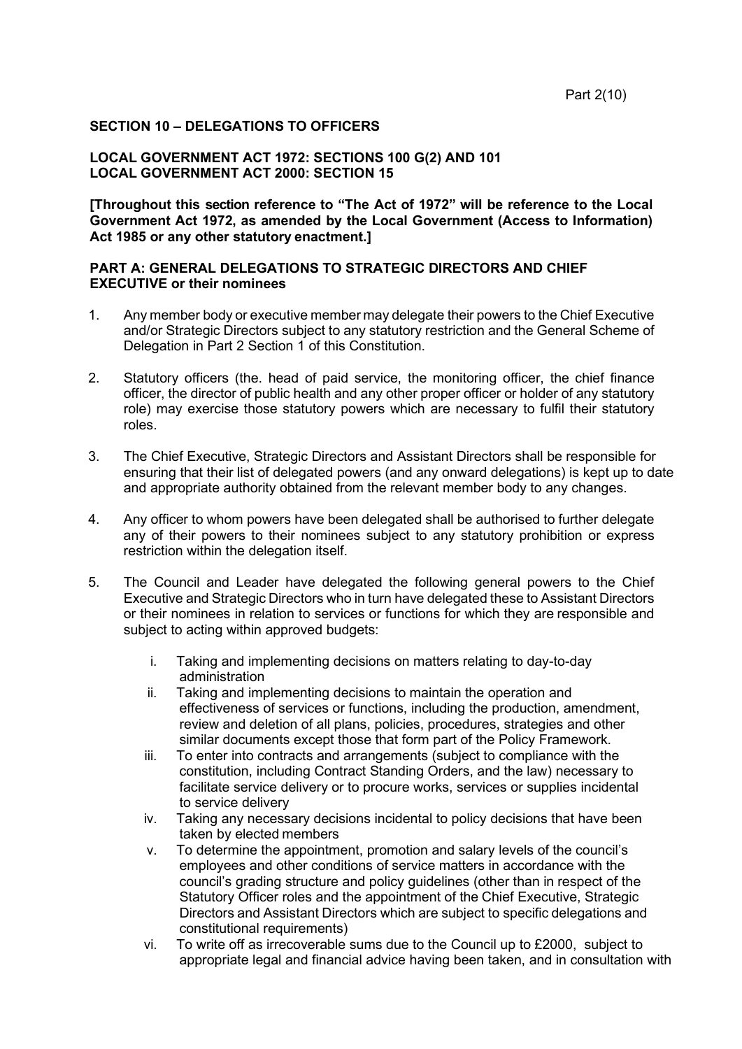## SECTION 10 – DELEGATIONS TO OFFICERS

### LOCAL GOVERNMENT ACT 1972: SECTIONS 100 G(2) AND 101
### LOCAL GOVERNMENT ACT 2000: SECTION 15

**[Throughout this section reference to "The Act of 1972" will be reference to the Local Government Act 1972, as amended by the Local Government (Access to Information) Act 1985 or any other statutory enactment.]**

### PART A: GENERAL DELEGATIONS TO STRATEGIC DIRECTORS AND CHIEF EXECUTIVE or their nominees

1. Any member body or executive member may delegate their powers to the Chief Executive and/or Strategic Directors subject to any statutory restriction and the General Scheme of Delegation in Part 2 Section 1 of this Constitution.

2. Statutory officers (the. head of paid service, the monitoring officer, the chief finance officer, the director of public health and any other proper officer or holder of any statutory role) may exercise those statutory powers which are necessary to fulfil their statutory roles.

3. The Chief Executive, Strategic Directors and Assistant Directors shall be responsible for ensuring that their list of delegated powers (and any onward delegations) is kept up to date and appropriate authority obtained from the relevant member body to any changes.

4. Any officer to whom powers have been delegated shall be authorised to further delegate any of their powers to their nominees subject to any statutory prohibition or express restriction within the delegation itself.

5. The Council and Leader have delegated the following general powers to the Chief Executive and Strategic Directors who in turn have delegated these to Assistant Directors or their nominees in relation to services or functions for which they are responsible and subject to acting within approved budgets:

   i. Taking and implementing decisions on matters relating to day-to-day administration
   ii. Taking and implementing decisions to maintain the operation and effectiveness of services or functions, including the production, amendment, review and deletion of all plans, policies, procedures, strategies and other similar documents except those that form part of the Policy Framework.
   iii. To enter into contracts and arrangements (subject to compliance with the constitution, including Contract Standing Orders, and the law) necessary to facilitate service delivery or to procure works, services or supplies incidental to service delivery
   iv. Taking any necessary decisions incidental to policy decisions that have been taken by elected members
   v. To determine the appointment, promotion and salary levels of the council's employees and other conditions of service matters in accordance with the council's grading structure and policy guidelines (other than in respect of the Statutory Officer roles and the appointment of the Chief Executive, Strategic Directors and Assistant Directors which are subject to specific delegations and constitutional requirements)
   vi. To write off as irrecoverable sums due to the Council up to £2000, subject to appropriate legal and financial advice having been taken, and in consultation with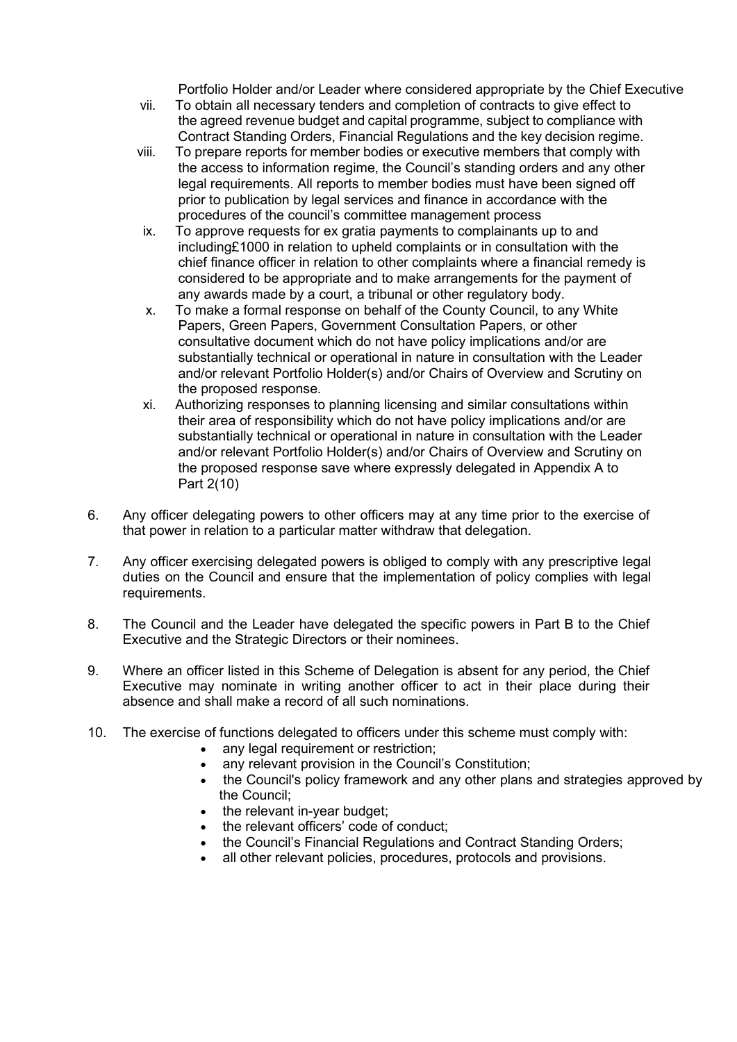Portfolio Holder and/or Leader where considered appropriate by the Chief Executive

vii. To obtain all necessary tenders and completion of contracts to give effect to the agreed revenue budget and capital programme, subject to compliance with Contract Standing Orders, Financial Regulations and the key decision regime.

viii. To prepare reports for member bodies or executive members that comply with the access to information regime, the Council's standing orders and any other legal requirements. All reports to member bodies must have been signed off prior to publication by legal services and finance in accordance with the procedures of the council's committee management process

ix. To approve requests for ex gratia payments to complainants up to and including£1000 in relation to upheld complaints or in consultation with the chief finance officer in relation to other complaints where a financial remedy is considered to be appropriate and to make arrangements for the payment of any awards made by a court, a tribunal or other regulatory body.

x. To make a formal response on behalf of the County Council, to any White Papers, Green Papers, Government Consultation Papers, or other consultative document which do not have policy implications and/or are substantially technical or operational in nature in consultation with the Leader and/or relevant Portfolio Holder(s) and/or Chairs of Overview and Scrutiny on the proposed response.

xi. Authorizing responses to planning licensing and similar consultations within their area of responsibility which do not have policy implications and/or are substantially technical or operational in nature in consultation with the Leader and/or relevant Portfolio Holder(s) and/or Chairs of Overview and Scrutiny on the proposed response save where expressly delegated in Appendix A to Part 2(10)

6. Any officer delegating powers to other officers may at any time prior to the exercise of that power in relation to a particular matter withdraw that delegation.

7. Any officer exercising delegated powers is obliged to comply with any prescriptive legal duties on the Council and ensure that the implementation of policy complies with legal requirements.

8. The Council and the Leader have delegated the specific powers in Part B to the Chief Executive and the Strategic Directors or their nominees.

9. Where an officer listed in this Scheme of Delegation is absent for any period, the Chief Executive may nominate in writing another officer to act in their place during their absence and shall make a record of all such nominations.

10. The exercise of functions delegated to officers under this scheme must comply with:
    - any legal requirement or restriction;
    - any relevant provision in the Council's Constitution;
    - the Council's policy framework and any other plans and strategies approved by the Council;
    - the relevant in-year budget;
    - the relevant officers' code of conduct;
    - the Council's Financial Regulations and Contract Standing Orders;
    - all other relevant policies, procedures, protocols and provisions.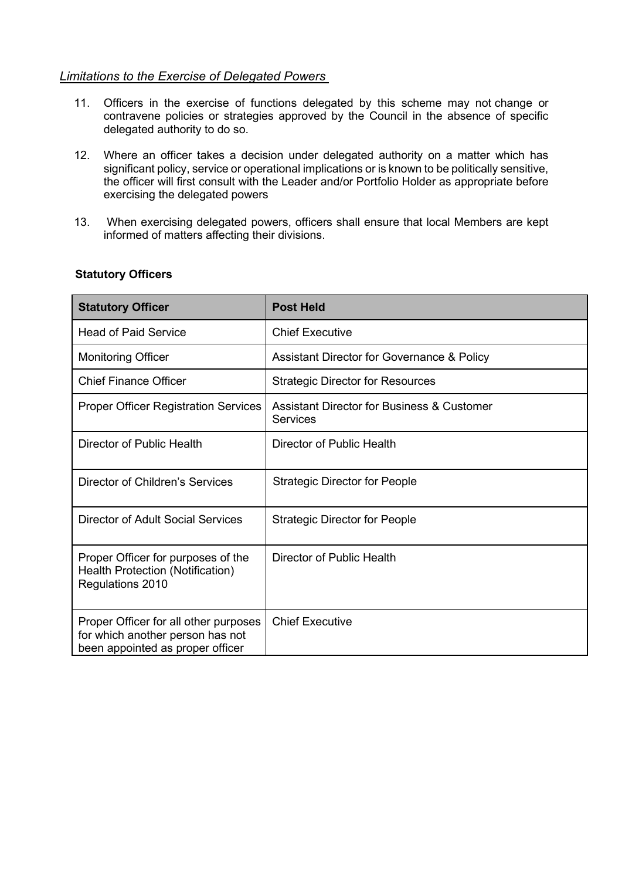*Limitations to the Exercise of Delegated Powers*

11. Officers in the exercise of functions delegated by this scheme may not change or contravene policies or strategies approved by the Council in the absence of specific delegated authority to do so.

12. Where an officer takes a decision under delegated authority on a matter which has significant policy, service or operational implications or is known to be politically sensitive, the officer will first consult with the Leader and/or Portfolio Holder as appropriate before exercising the delegated powers

13. When exercising delegated powers, officers shall ensure that local Members are kept informed of matters affecting their divisions.

**Statutory Officers**

| Statutory Officer | Post Held |
|---|---|
| Head of Paid Service | Chief Executive |
| Monitoring Officer | Assistant Director for Governance & Policy |
| Chief Finance Officer | Strategic Director for Resources |
| Proper Officer Registration Services | Assistant Director for Business & Customer Services |
| Director of Public Health | Director of Public Health |
| Director of Children's Services | Strategic Director for People |
| Director of Adult Social Services | Strategic Director for People |
| Proper Officer for purposes of the Health Protection (Notification) Regulations 2010 | Director of Public Health |
| Proper Officer for all other purposes for which another person has not been appointed as proper officer | Chief Executive |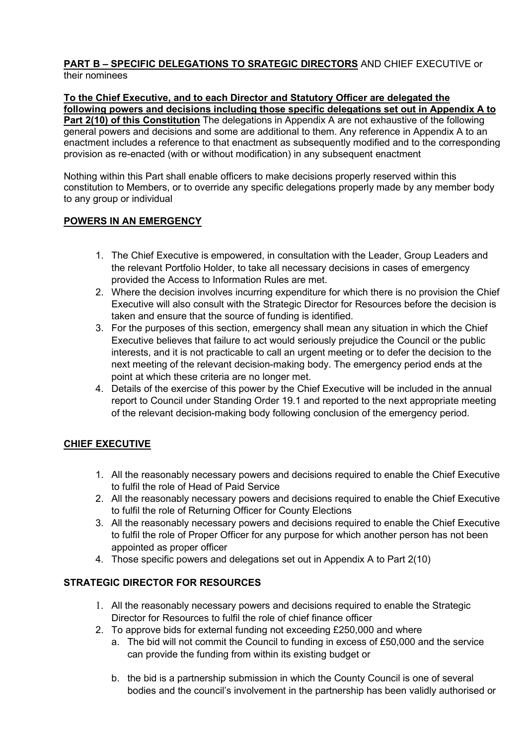**PART B – SPECIFIC DELEGATIONS TO SRATEGIC DIRECTORS** AND CHIEF EXECUTIVE or their nominees

**To the Chief Executive, and to each Director and Statutory Officer are delegated the following powers and decisions including those specific delegations set out in Appendix A to Part 2(10) of this Constitution** The delegations in Appendix A are not exhaustive of the following general powers and decisions and some are additional to them. Any reference in Appendix A to an enactment includes a reference to that enactment as subsequently modified and to the corresponding provision as re-enacted (with or without modification) in any subsequent enactment

Nothing within this Part shall enable officers to make decisions properly reserved within this constitution to Members, or to override any specific delegations properly made by any member body to any group or individual

**POWERS IN AN EMERGENCY**

1. The Chief Executive is empowered, in consultation with the Leader, Group Leaders and the relevant Portfolio Holder, to take all necessary decisions in cases of emergency provided the Access to Information Rules are met.
2. Where the decision involves incurring expenditure for which there is no provision the Chief Executive will also consult with the Strategic Director for Resources before the decision is taken and ensure that the source of funding is identified.
3. For the purposes of this section, emergency shall mean any situation in which the Chief Executive believes that failure to act would seriously prejudice the Council or the public interests, and it is not practicable to call an urgent meeting or to defer the decision to the next meeting of the relevant decision-making body. The emergency period ends at the point at which these criteria are no longer met.
4. Details of the exercise of this power by the Chief Executive will be included in the annual report to Council under Standing Order 19.1 and reported to the next appropriate meeting of the relevant decision-making body following conclusion of the emergency period.

**CHIEF EXECUTIVE**

1. All the reasonably necessary powers and decisions required to enable the Chief Executive to fulfil the role of Head of Paid Service
2. All the reasonably necessary powers and decisions required to enable the Chief Executive to fulfil the role of Returning Officer for County Elections
3. All the reasonably necessary powers and decisions required to enable the Chief Executive to fulfil the role of Proper Officer for any purpose for which another person has not been appointed as proper officer
4. Those specific powers and delegations set out in Appendix A to Part 2(10)

**STRATEGIC DIRECTOR FOR RESOURCES**

1. All the reasonably necessary powers and decisions required to enable the Strategic Director for Resources to fulfil the role of chief finance officer
2. To approve bids for external funding not exceeding £250,000 and where
   a. The bid will not commit the Council to funding in excess of £50,000 and the service can provide the funding from within its existing budget or

   b. the bid is a partnership submission in which the County Council is one of several bodies and the council's involvement in the partnership has been validly authorised or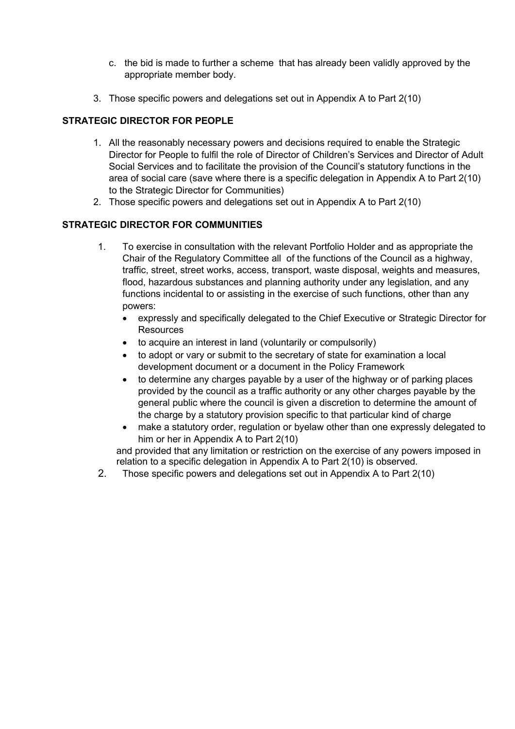c. the bid is made to further a scheme that has already been validly approved by the appropriate member body.

3. Those specific powers and delegations set out in Appendix A to Part 2(10)

**STRATEGIC DIRECTOR FOR PEOPLE**

1. All the reasonably necessary powers and decisions required to enable the Strategic Director for People to fulfil the role of Director of Children's Services and Director of Adult Social Services and to facilitate the provision of the Council's statutory functions in the area of social care (save where there is a specific delegation in Appendix A to Part 2(10) to the Strategic Director for Communities)
2. Those specific powers and delegations set out in Appendix A to Part 2(10)

**STRATEGIC DIRECTOR FOR COMMUNITIES**

1. To exercise in consultation with the relevant Portfolio Holder and as appropriate the Chair of the Regulatory Committee all of the functions of the Council as a highway, traffic, street, street works, access, transport, waste disposal, weights and measures, flood, hazardous substances and planning authority under any legislation, and any functions incidental to or assisting in the exercise of such functions, other than any powers:
   - expressly and specifically delegated to the Chief Executive or Strategic Director for Resources
   - to acquire an interest in land (voluntarily or compulsorily)
   - to adopt or vary or submit to the secretary of state for examination a local development document or a document in the Policy Framework
   - to determine any charges payable by a user of the highway or of parking places provided by the council as a traffic authority or any other charges payable by the general public where the council is given a discretion to determine the amount of the charge by a statutory provision specific to that particular kind of charge
   - make a statutory order, regulation or byelaw other than one expressly delegated to him or her in Appendix A to Part 2(10)

   and provided that any limitation or restriction on the exercise of any powers imposed in relation to a specific delegation in Appendix A to Part 2(10) is observed.
2. Those specific powers and delegations set out in Appendix A to Part 2(10)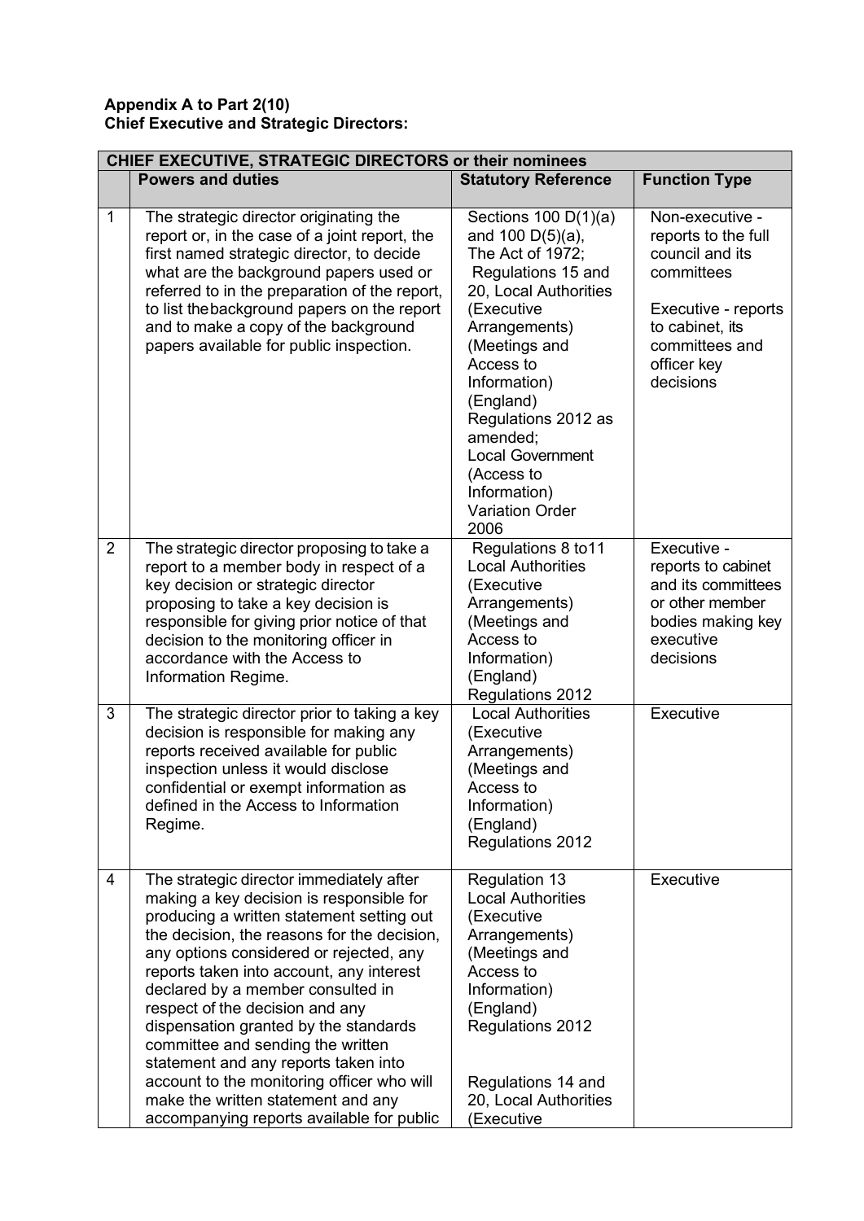**Appendix A to Part 2(10)**
**Chief Executive and Strategic Directors:**

| CHIEF EXECUTIVE, STRATEGIC DIRECTORS or their nominees | | | |
|---|---|---|---|
| | **Powers and duties** | **Statutory Reference** | **Function Type** |
| 1 | The strategic director originating the report or, in the case of a joint report, the first named strategic director, to decide what are the background papers used or referred to in the preparation of the report, to list the background papers on the report and to make a copy of the background papers available for public inspection. | Sections 100 D(1)(a) and 100 D(5)(a), The Act of 1972; Regulations 15 and 20, Local Authorities (Executive Arrangements) (Meetings and Access to Information) (England) Regulations 2012 as amended; Local Government (Access to Information) Variation Order 2006 | Non-executive - reports to the full council and its committees<br><br>Executive - reports to cabinet, its committees and officer key decisions |
| 2 | The strategic director proposing to take a report to a member body in respect of a key decision or strategic director proposing to take a key decision is responsible for giving prior notice of that decision to the monitoring officer in accordance with the Access to Information Regime. | Regulations 8 to11 Local Authorities (Executive Arrangements) (Meetings and Access to Information) (England) Regulations 2012 | Executive - reports to cabinet and its committees or other member bodies making key executive decisions |
| 3 | The strategic director prior to taking a key decision is responsible for making any reports received available for public inspection unless it would disclose confidential or exempt information as defined in the Access to Information Regime. | Local Authorities (Executive Arrangements) (Meetings and Access to Information) (England) Regulations 2012 | Executive |
| 4 | The strategic director immediately after making a key decision is responsible for producing a written statement setting out the decision, the reasons for the decision, any options considered or rejected, any reports taken into account, any interest declared by a member consulted in respect of the decision and any dispensation granted by the standards committee and sending the written statement and any reports taken into account to the monitoring officer who will make the written statement and any accompanying reports available for public | Regulation 13 Local Authorities (Executive Arrangements) (Meetings and Access to Information) (England) Regulations 2012<br><br>Regulations 14 and 20, Local Authorities (Executive | Executive |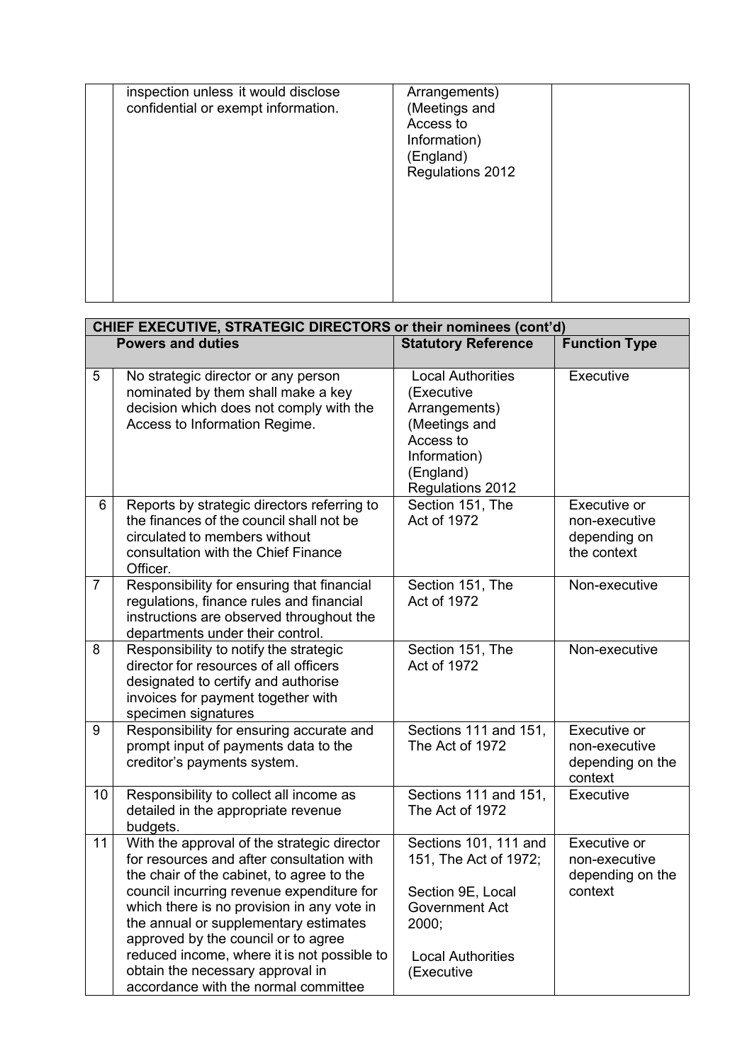| | | | |
|---|---|---|---|
| | inspection unless it would disclose confidential or exempt information. | Arrangements) (Meetings and Access to Information) (England) Regulations 2012 | |

| **CHIEF EXECUTIVE, STRATEGIC DIRECTORS or their nominees (cont'd)** | | | |
|---|---|---|---|
| | **Powers and duties** | **Statutory Reference** | **Function Type** |
| 5 | No strategic director or any person nominated by them shall make a key decision which does not comply with the Access to Information Regime. | Local Authorities (Executive Arrangements) (Meetings and Access to Information) (England) Regulations 2012 | Executive |
| 6 | Reports by strategic directors referring to the finances of the council shall not be circulated to members without consultation with the Chief Finance Officer. | Section 151, The Act of 1972 | Executive or non-executive depending on the context |
| 7 | Responsibility for ensuring that financial regulations, finance rules and financial instructions are observed throughout the departments under their control. | Section 151, The Act of 1972 | Non-executive |
| 8 | Responsibility to notify the strategic director for resources of all officers designated to certify and authorise invoices for payment together with specimen signatures | Section 151, The Act of 1972 | Non-executive |
| 9 | Responsibility for ensuring accurate and prompt input of payments data to the creditor's payments system. | Sections 111 and 151, The Act of 1972 | Executive or non-executive depending on the context |
| 10 | Responsibility to collect all income as detailed in the appropriate revenue budgets. | Sections 111 and 151, The Act of 1972 | Executive |
| 11 | With the approval of the strategic director for resources and after consultation with the chair of the cabinet, to agree to the council incurring revenue expenditure for which there is no provision in any vote in the annual or supplementary estimates approved by the council or to agree reduced income, where it is not possible to obtain the necessary approval in accordance with the normal committee | Sections 101, 111 and 151, The Act of 1972; Section 9E, Local Government Act 2000; Local Authorities (Executive | Executive or non-executive depending on the context |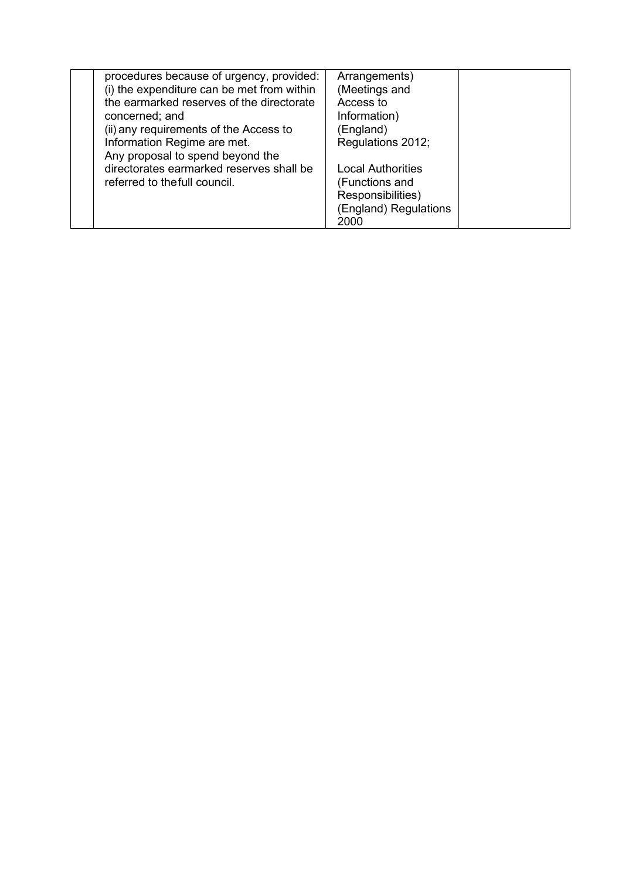|  | procedures because of urgency, provided:<br>(i) the expenditure can be met from within the earmarked reserves of the directorate concerned; and<br>(ii) any requirements of the Access to Information Regime are met.<br>Any proposal to spend beyond the directorates earmarked reserves shall be referred to the full council. | Arrangements) (Meetings and Access to Information) (England) Regulations 2012;<br><br>Local Authorities (Functions and Responsibilities) (England) Regulations 2000 |  |
|---|---|---|---|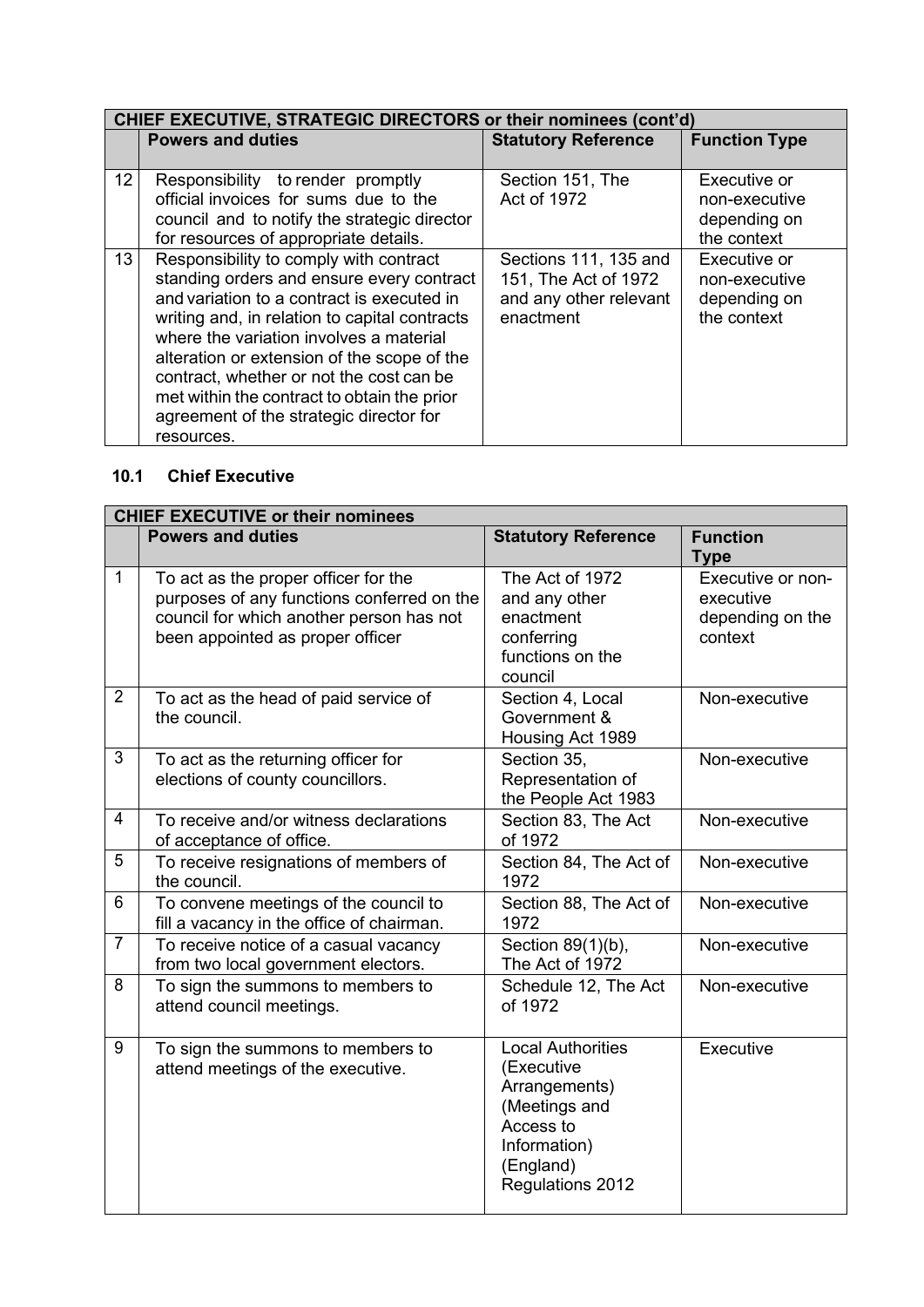| CHIEF EXECUTIVE, STRATEGIC DIRECTORS or their nominees (cont'd) | | | |
|---|---|---|---|
| | **Powers and duties** | **Statutory Reference** | **Function Type** |
| 12 | Responsibility to render promptly official invoices for sums due to the council and to notify the strategic director for resources of appropriate details. | Section 151, The Act of 1972 | Executive or non-executive depending on the context |
| 13 | Responsibility to comply with contract standing orders and ensure every contract and variation to a contract is executed in writing and, in relation to capital contracts where the variation involves a material alteration or extension of the scope of the contract, whether or not the cost can be met within the contract to obtain the prior agreement of the strategic director for resources. | Sections 111, 135 and 151, The Act of 1972 and any other relevant enactment | Executive or non-executive depending on the context |

### 10.1 Chief Executive

| CHIEF EXECUTIVE or their nominees | | | |
|---|---|---|---|
| | **Powers and duties** | **Statutory Reference** | **Function Type** |
| 1 | To act as the proper officer for the purposes of any functions conferred on the council for which another person has not been appointed as proper officer | The Act of 1972 and any other enactment conferring functions on the council | Executive or non-executive depending on the context |
| 2 | To act as the head of paid service of the council. | Section 4, Local Government & Housing Act 1989 | Non-executive |
| 3 | To act as the returning officer for elections of county councillors. | Section 35, Representation of the People Act 1983 | Non-executive |
| 4 | To receive and/or witness declarations of acceptance of office. | Section 83, The Act of 1972 | Non-executive |
| 5 | To receive resignations of members of the council. | Section 84, The Act of 1972 | Non-executive |
| 6 | To convene meetings of the council to fill a vacancy in the office of chairman. | Section 88, The Act of 1972 | Non-executive |
| 7 | To receive notice of a casual vacancy from two local government electors. | Section 89(1)(b), The Act of 1972 | Non-executive |
| 8 | To sign the summons to members to attend council meetings. | Schedule 12, The Act of 1972 | Non-executive |
| 9 | To sign the summons to members to attend meetings of the executive. | Local Authorities (Executive Arrangements) (Meetings and Access to Information) (England) Regulations 2012 | Executive |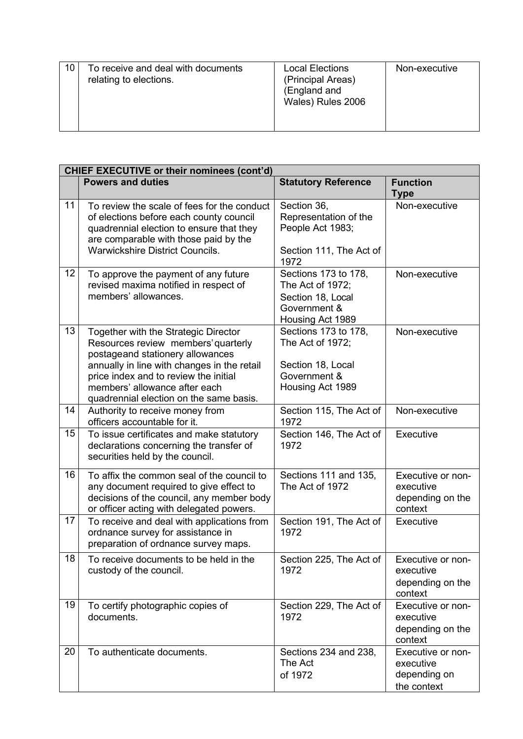| 10 | To receive and deal with documents relating to elections. | Local Elections (Principal Areas) (England and Wales) Rules 2006 | Non-executive |
|---|---|---|---|

| CHIEF EXECUTIVE or their nominees (cont'd) | | | |
|---|---|---|---|
| | **Powers and duties** | **Statutory Reference** | **Function Type** |
| 11 | To review the scale of fees for the conduct of elections before each county council quadrennial election to ensure that they are comparable with those paid by the Warwickshire District Councils. | Section 36, Representation of the People Act 1983; Section 111, The Act of 1972 | Non-executive |
| 12 | To approve the payment of any future revised maxima notified in respect of members' allowances. | Sections 173 to 178, The Act of 1972; Section 18, Local Government & Housing Act 1989 | Non-executive |
| 13 | Together with the Strategic Director Resources review members' quarterly postageand stationery allowances annually in line with changes in the retail price index and to review the initial members' allowance after each quadrennial election on the same basis. | Sections 173 to 178, The Act of 1972; Section 18, Local Government & Housing Act 1989 | Non-executive |
| 14 | Authority to receive money from officers accountable for it. | Section 115, The Act of 1972 | Non-executive |
| 15 | To issue certificates and make statutory declarations concerning the transfer of securities held by the council. | Section 146, The Act of 1972 | Executive |
| 16 | To affix the common seal of the council to any document required to give effect to decisions of the council, any member body or officer acting with delegated powers. | Sections 111 and 135, The Act of 1972 | Executive or non-executive depending on the context |
| 17 | To receive and deal with applications from ordnance survey for assistance in preparation of ordnance survey maps. | Section 191, The Act of 1972 | Executive |
| 18 | To receive documents to be held in the custody of the council. | Section 225, The Act of 1972 | Executive or non-executive depending on the context |
| 19 | To certify photographic copies of documents. | Section 229, The Act of 1972 | Executive or non-executive depending on the context |
| 20 | To authenticate documents. | Sections 234 and 238, The Act of 1972 | Executive or non-executive depending on the context |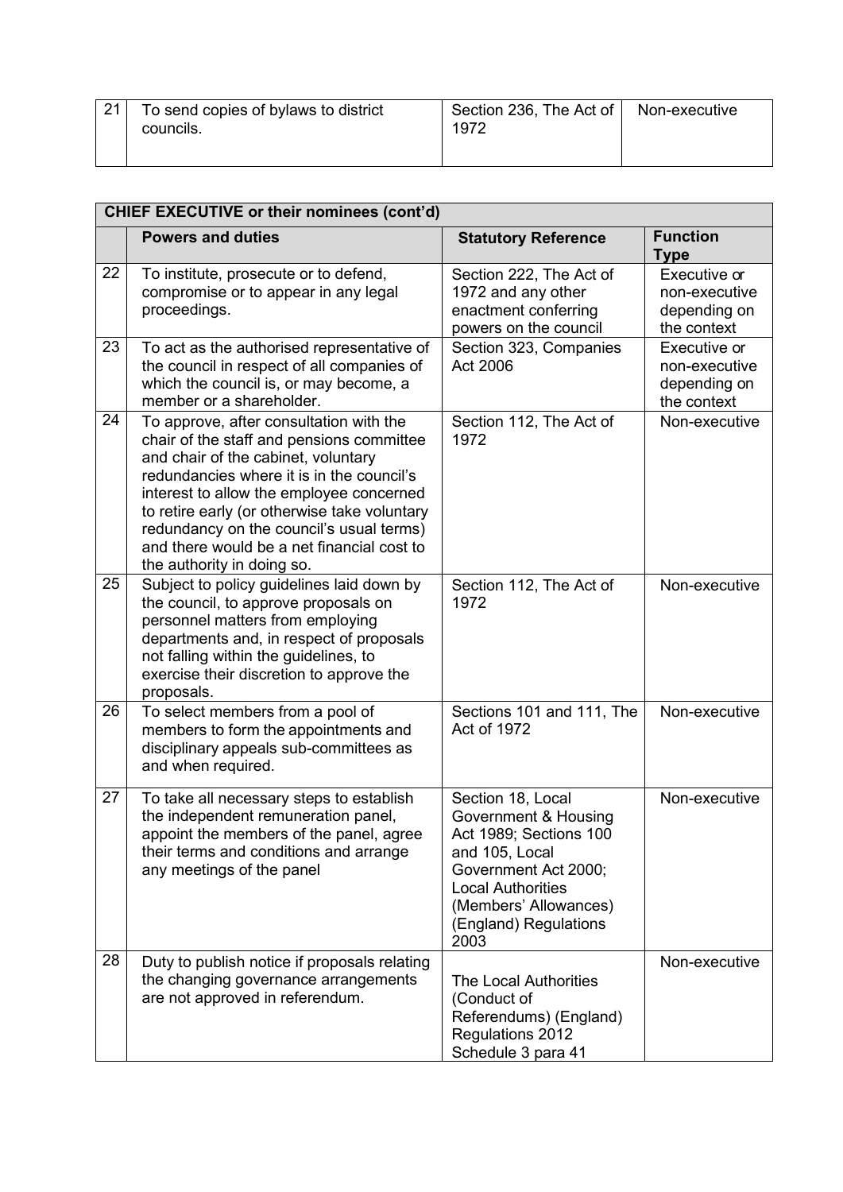| 21 | To send copies of bylaws to district councils. | Section 236, The Act of 1972 | Non-executive |
|---|---|---|---|

| CHIEF EXECUTIVE or their nominees (cont'd) | | | |
|---|---|---|---|
| | **Powers and duties** | **Statutory Reference** | **Function Type** |
| 22 | To institute, prosecute or to defend, compromise or to appear in any legal proceedings. | Section 222, The Act of 1972 and any other enactment conferring powers on the council | Executive or non-executive depending on the context |
| 23 | To act as the authorised representative of the council in respect of all companies of which the council is, or may become, a member or a shareholder. | Section 323, Companies Act 2006 | Executive or non-executive depending on the context |
| 24 | To approve, after consultation with the chair of the staff and pensions committee and chair of the cabinet, voluntary redundancies where it is in the council's interest to allow the employee concerned to retire early (or otherwise take voluntary redundancy on the council's usual terms) and there would be a net financial cost to the authority in doing so. | Section 112, The Act of 1972 | Non-executive |
| 25 | Subject to policy guidelines laid down by the council, to approve proposals on personnel matters from employing departments and, in respect of proposals not falling within the guidelines, to exercise their discretion to approve the proposals. | Section 112, The Act of 1972 | Non-executive |
| 26 | To select members from a pool of members to form the appointments and disciplinary appeals sub-committees as and when required. | Sections 101 and 111, The Act of 1972 | Non-executive |
| 27 | To take all necessary steps to establish the independent remuneration panel, appoint the members of the panel, agree their terms and conditions and arrange any meetings of the panel | Section 18, Local Government & Housing Act 1989; Sections 100 and 105, Local Government Act 2000; Local Authorities (Members' Allowances) (England) Regulations 2003 | Non-executive |
| 28 | Duty to publish notice if proposals relating the changing governance arrangements are not approved in referendum. | The Local Authorities (Conduct of Referendums) (England) Regulations 2012 Schedule 3 para 41 | Non-executive |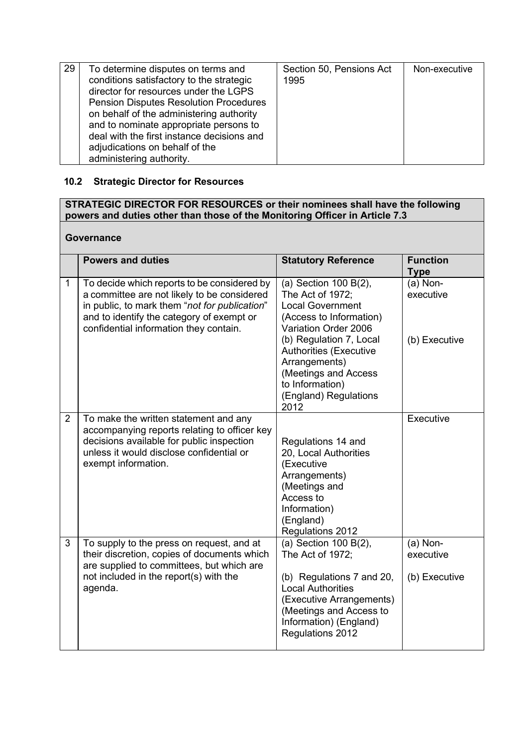| 29 | To determine disputes on terms and conditions satisfactory to the strategic director for resources under the LGPS Pension Disputes Resolution Procedures on behalf of the administering authority and to nominate appropriate persons to deal with the first instance decisions and adjudications on behalf of the administering authority. | Section 50, Pensions Act 1995 | Non-executive |
|---|---|---|---|

### 10.2 Strategic Director for Resources

**STRATEGIC DIRECTOR FOR RESOURCES or their nominees shall have the following powers and duties other than those of the Monitoring Officer in Article 7.3**

**Governance**

| | **Powers and duties** | **Statutory Reference** | **Function Type** |
|---|---|---|---|
| 1 | To decide which reports to be considered by a committee are not likely to be considered in public, to mark them "*not for publication*" and to identify the category of exempt or confidential information they contain. | (a) Section 100 B(2), The Act of 1972; Local Government (Access to Information) Variation Order 2006<br>(b) Regulation 7, Local Authorities (Executive Arrangements) (Meetings and Access to Information) (England) Regulations 2012 | (a) Non-executive<br>(b) Executive |
| 2 | To make the written statement and any accompanying reports relating to officer key decisions available for public inspection unless it would disclose confidential or exempt information. | Regulations 14 and 20, Local Authorities (Executive Arrangements) (Meetings and Access to Information) (England) Regulations 2012 | Executive |
| 3 | To supply to the press on request, and at their discretion, copies of documents which are supplied to committees, but which are not included in the report(s) with the agenda. | (a) Section 100 B(2), The Act of 1972;<br>(b) Regulations 7 and 20, Local Authorities (Executive Arrangements) (Meetings and Access to Information) (England) Regulations 2012 | (a) Non-executive<br>(b) Executive |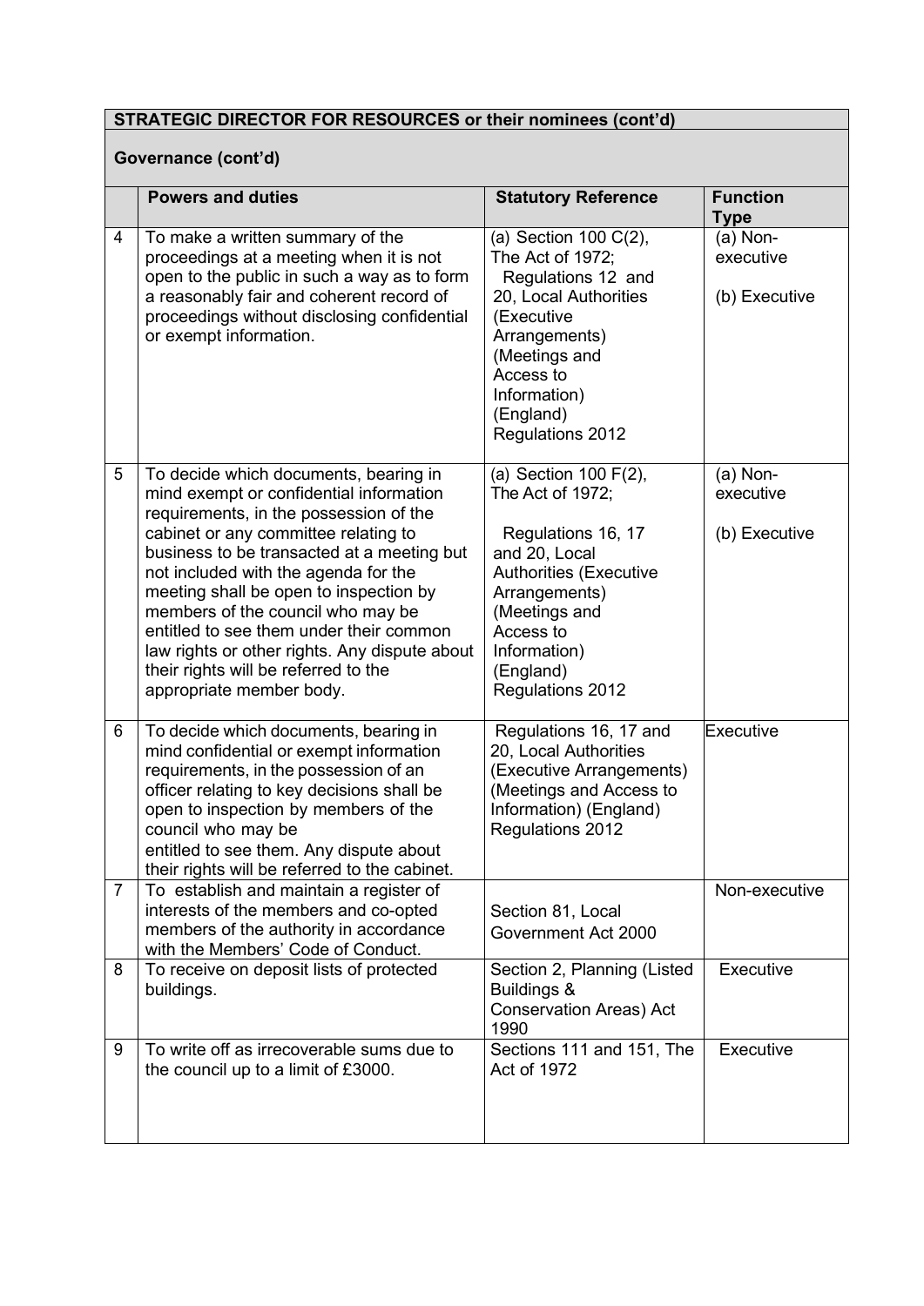**STRATEGIC DIRECTOR FOR RESOURCES or their nominees (cont'd)**

**Governance (cont'd)**

| | Powers and duties | Statutory Reference | Function Type |
|---|---|---|---|
| 4 | To make a written summary of the proceedings at a meeting when it is not open to the public in such a way as to form a reasonably fair and coherent record of proceedings without disclosing confidential or exempt information. | (a) Section 100 C(2), The Act of 1972; Regulations 12 and 20, Local Authorities (Executive Arrangements) (Meetings and Access to Information) (England) Regulations 2012 | (a) Non-executive<br><br>(b) Executive |
| 5 | To decide which documents, bearing in mind exempt or confidential information requirements, in the possession of the cabinet or any committee relating to business to be transacted at a meeting but not included with the agenda for the meeting shall be open to inspection by members of the council who may be entitled to see them under their common law rights or other rights. Any dispute about their rights will be referred to the appropriate member body. | (a) Section 100 F(2), The Act of 1972;<br><br>Regulations 16, 17 and 20, Local Authorities (Executive Arrangements) (Meetings and Access to Information) (England) Regulations 2012 | (a) Non-executive<br><br>(b) Executive |
| 6 | To decide which documents, bearing in mind confidential or exempt information requirements, in the possession of an officer relating to key decisions shall be open to inspection by members of the council who may be entitled to see them. Any dispute about their rights will be referred to the cabinet. | Regulations 16, 17 and 20, Local Authorities (Executive Arrangements) (Meetings and Access to Information) (England) Regulations 2012 | Executive |
| 7 | To establish and maintain a register of interests of the members and co-opted members of the authority in accordance with the Members' Code of Conduct. | Section 81, Local Government Act 2000 | Non-executive |
| 8 | To receive on deposit lists of protected buildings. | Section 2, Planning (Listed Buildings & Conservation Areas) Act 1990 | Executive |
| 9 | To write off as irrecoverable sums due to the council up to a limit of £3000. | Sections 111 and 151, The Act of 1972 | Executive |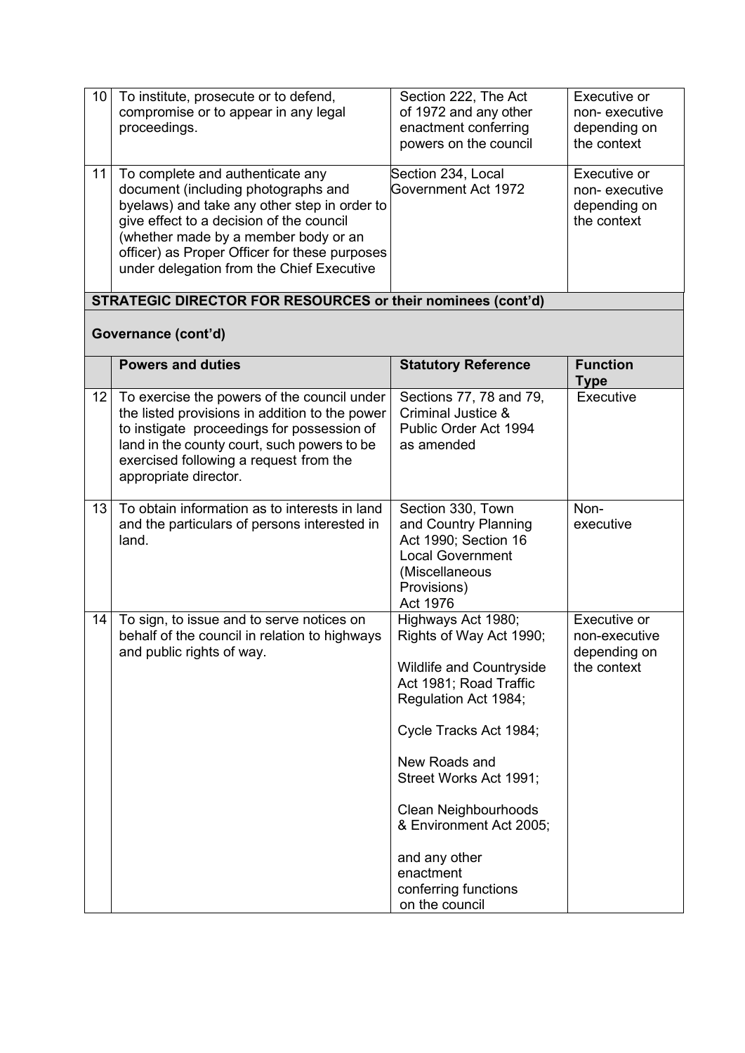| | | | |
|---|---|---|---|
| 10 | To institute, prosecute or to defend, compromise or to appear in any legal proceedings. | Section 222, The Act of 1972 and any other enactment conferring powers on the council | Executive or non- executive depending on the context |
| 11 | To complete and authenticate any document (including photographs and byelaws) and take any other step in order to give effect to a decision of the council (whether made by a member body or an officer) as Proper Officer for these purposes under delegation from the Chief Executive | Section 234, Local Government Act 1972 | Executive or non- executive depending on the context |

**STRATEGIC DIRECTOR FOR RESOURCES or their nominees (cont'd)**

**Governance (cont'd)**

| | Powers and duties | Statutory Reference | Function Type |
|---|---|---|---|
| 12 | To exercise the powers of the council under the listed provisions in addition to the power to instigate proceedings for possession of land in the county court, such powers to be exercised following a request from the appropriate director. | Sections 77, 78 and 79, Criminal Justice & Public Order Act 1994 as amended | Executive |
| 13 | To obtain information as to interests in land and the particulars of persons interested in land. | Section 330, Town and Country Planning Act 1990; Section 16 Local Government (Miscellaneous Provisions) Act 1976 | Non- executive |
| 14 | To sign, to issue and to serve notices on behalf of the council in relation to highways and public rights of way. | Highways Act 1980; Rights of Way Act 1990; Wildlife and Countryside Act 1981; Road Traffic Regulation Act 1984; Cycle Tracks Act 1984; New Roads and Street Works Act 1991; Clean Neighbourhoods & Environment Act 2005; and any other enactment conferring functions on the council | Executive or non-executive depending on the context |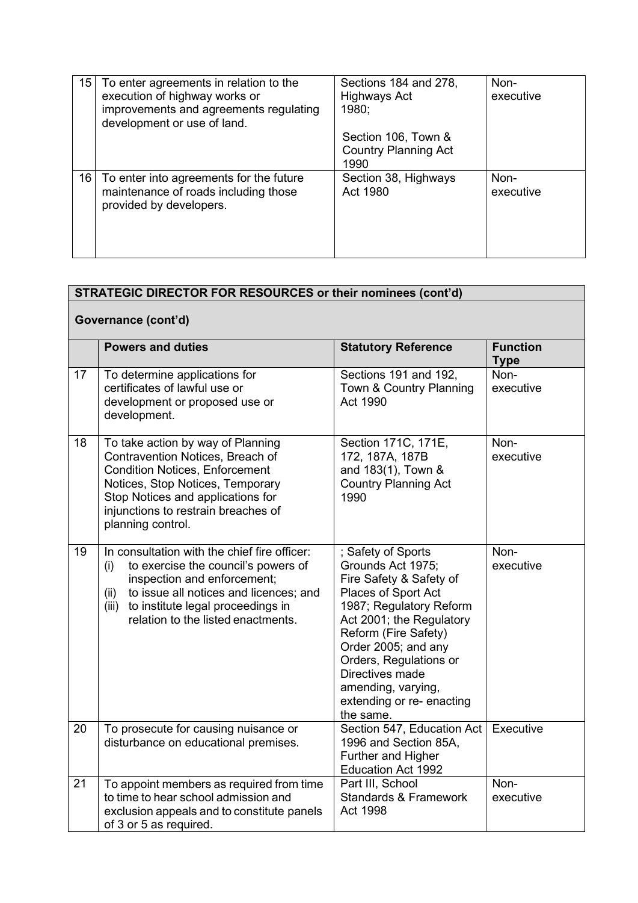| | | | |
|---|---|---|---|
| 15 | To enter agreements in relation to the execution of highway works or improvements and agreements regulating development or use of land. | Sections 184 and 278, Highways Act 1980;<br><br>Section 106, Town & Country Planning Act 1990 | Non-executive |
| 16 | To enter into agreements for the future maintenance of roads including those provided by developers. | Section 38, Highways Act 1980 | Non-executive |

**STRATEGIC DIRECTOR FOR RESOURCES or their nominees (cont'd)**

**Governance (cont'd)**

| | Powers and duties | Statutory Reference | Function Type |
|---|---|---|---|
| 17 | To determine applications for certificates of lawful use or development or proposed use or development. | Sections 191 and 192, Town & Country Planning Act 1990 | Non-executive |
| 18 | To take action by way of Planning Contravention Notices, Breach of Condition Notices, Enforcement Notices, Stop Notices, Temporary Stop Notices and applications for injunctions to restrain breaches of planning control. | Section 171C, 171E, 172, 187A, 187B and 183(1), Town & Country Planning Act 1990 | Non-executive |
| 19 | In consultation with the chief fire officer:<br>(i) to exercise the council's powers of inspection and enforcement;<br>(ii) to issue all notices and licences; and<br>(iii) to institute legal proceedings in relation to the listed enactments. | ; Safety of Sports Grounds Act 1975; Fire Safety & Safety of Places of Sport Act 1987; Regulatory Reform Act 2001; the Regulatory Reform (Fire Safety) Order 2005; and any Orders, Regulations or Directives made amending, varying, extending or re- enacting the same. | Non-executive |
| 20 | To prosecute for causing nuisance or disturbance on educational premises. | Section 547, Education Act 1996 and Section 85A, Further and Higher Education Act 1992 | Executive |
| 21 | To appoint members as required from time to time to hear school admission and exclusion appeals and to constitute panels of 3 or 5 as required. | Part III, School Standards & Framework Act 1998 | Non-executive |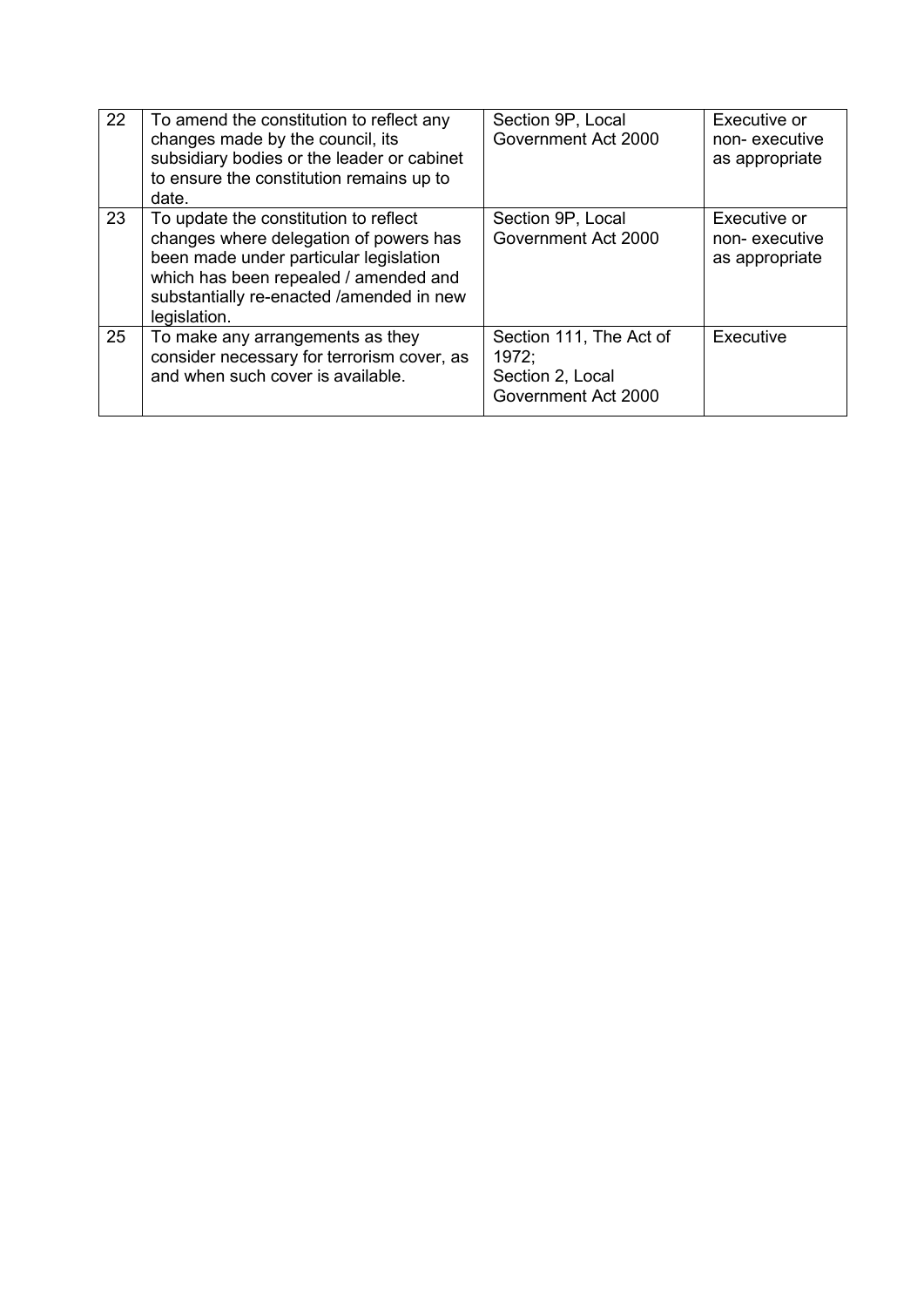| 22 | To amend the constitution to reflect any changes made by the council, its subsidiary bodies or the leader or cabinet to ensure the constitution remains up to date. | Section 9P, Local Government Act 2000 | Executive or non- executive as appropriate |
|---|---|---|---|
| 23 | To update the constitution to reflect changes where delegation of powers has been made under particular legislation which has been repealed / amended and substantially re-enacted /amended in new legislation. | Section 9P, Local Government Act 2000 | Executive or non- executive as appropriate |
| 25 | To make any arrangements as they consider necessary for terrorism cover, as and when such cover is available. | Section 111, The Act of 1972;<br>Section 2, Local Government Act 2000 | Executive |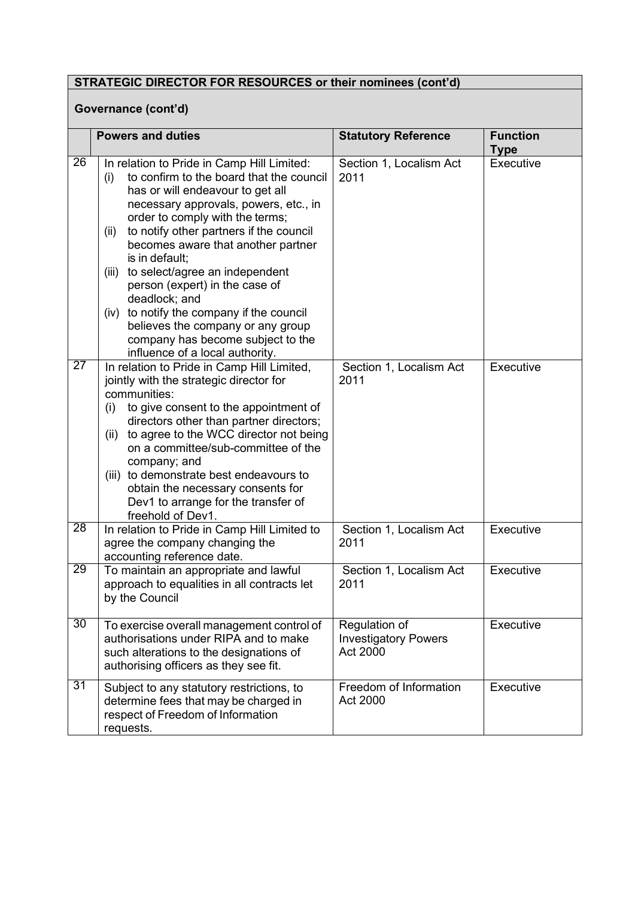**STRATEGIC DIRECTOR FOR RESOURCES or their nominees (cont'd)**

**Governance (cont'd)**

| | Powers and duties | Statutory Reference | Function Type |
|---|---|---|---|
| 26 | In relation to Pride in Camp Hill Limited:<br>(i) to confirm to the board that the council has or will endeavour to get all necessary approvals, powers, etc., in order to comply with the terms;<br>(ii) to notify other partners if the council becomes aware that another partner is in default;<br>(iii) to select/agree an independent person (expert) in the case of deadlock; and<br>(iv) to notify the company if the council believes the company or any group company has become subject to the influence of a local authority. | Section 1, Localism Act 2011 | Executive |
| 27 | In relation to Pride in Camp Hill Limited, jointly with the strategic director for communities:<br>(i) to give consent to the appointment of directors other than partner directors;<br>(ii) to agree to the WCC director not being on a committee/sub-committee of the company; and<br>(iii) to demonstrate best endeavours to obtain the necessary consents for Dev1 to arrange for the transfer of freehold of Dev1. | Section 1, Localism Act 2011 | Executive |
| 28 | In relation to Pride in Camp Hill Limited to agree the company changing the accounting reference date. | Section 1, Localism Act 2011 | Executive |
| 29 | To maintain an appropriate and lawful approach to equalities in all contracts let by the Council | Section 1, Localism Act 2011 | Executive |
| 30 | To exercise overall management control of authorisations under RIPA and to make such alterations to the designations of authorising officers as they see fit. | Regulation of Investigatory Powers Act 2000 | Executive |
| 31 | Subject to any statutory restrictions, to determine fees that may be charged in respect of Freedom of Information requests. | Freedom of Information Act 2000 | Executive |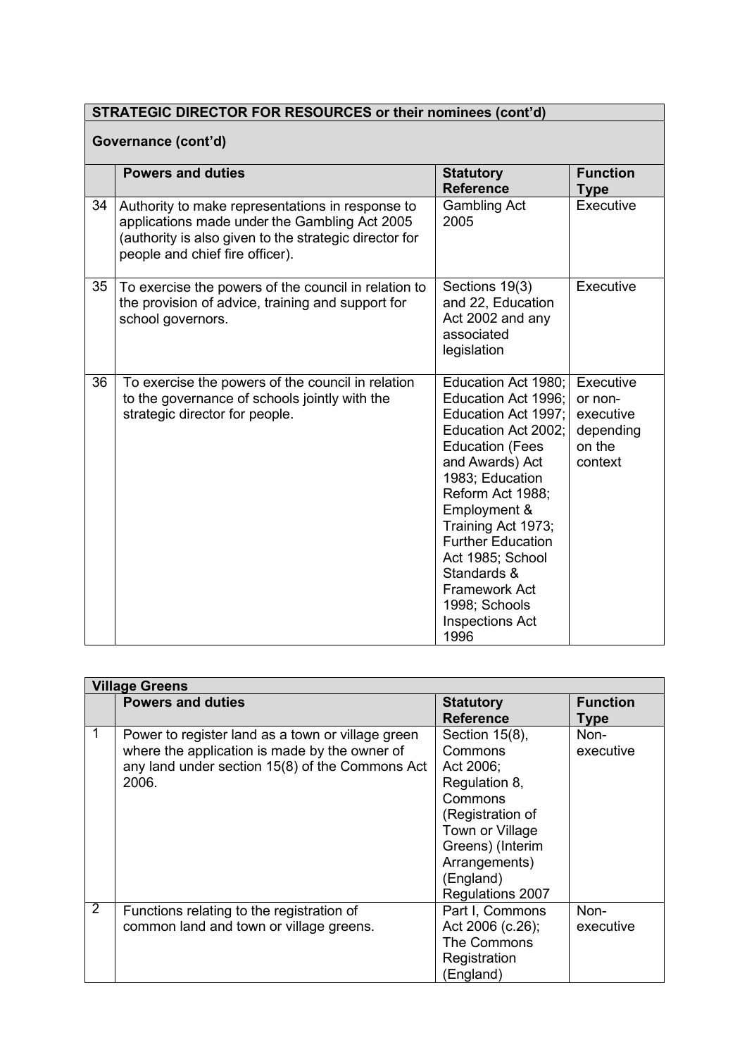**STRATEGIC DIRECTOR FOR RESOURCES or their nominees (cont'd)**

**Governance (cont'd)**

| | Powers and duties | Statutory Reference | Function Type |
|---|---|---|---|
| 34 | Authority to make representations in response to applications made under the Gambling Act 2005 (authority is also given to the strategic director for people and chief fire officer). | Gambling Act 2005 | Executive |
| 35 | To exercise the powers of the council in relation to the provision of advice, training and support for school governors. | Sections 19(3) and 22, Education Act 2002 and any associated legislation | Executive |
| 36 | To exercise the powers of the council in relation to the governance of schools jointly with the strategic director for people. | Education Act 1980; Education Act 1996; Education Act 1997; Education Act 2002; Education (Fees and Awards) Act 1983; Education Reform Act 1988; Employment & Training Act 1973; Further Education Act 1985; School Standards & Framework Act 1998; Schools Inspections Act 1996 | Executive or non-executive depending on the context |

**Village Greens**

| | Powers and duties | Statutory Reference | Function Type |
|---|---|---|---|
| 1 | Power to register land as a town or village green where the application is made by the owner of any land under section 15(8) of the Commons Act 2006. | Section 15(8), Commons Act 2006; Regulation 8, Commons (Registration of Town or Village Greens) (Interim Arrangements) (England) Regulations 2007 | Non-executive |
| 2 | Functions relating to the registration of common land and town or village greens. | Part I, Commons Act 2006 (c.26); The Commons Registration (England) | Non-executive |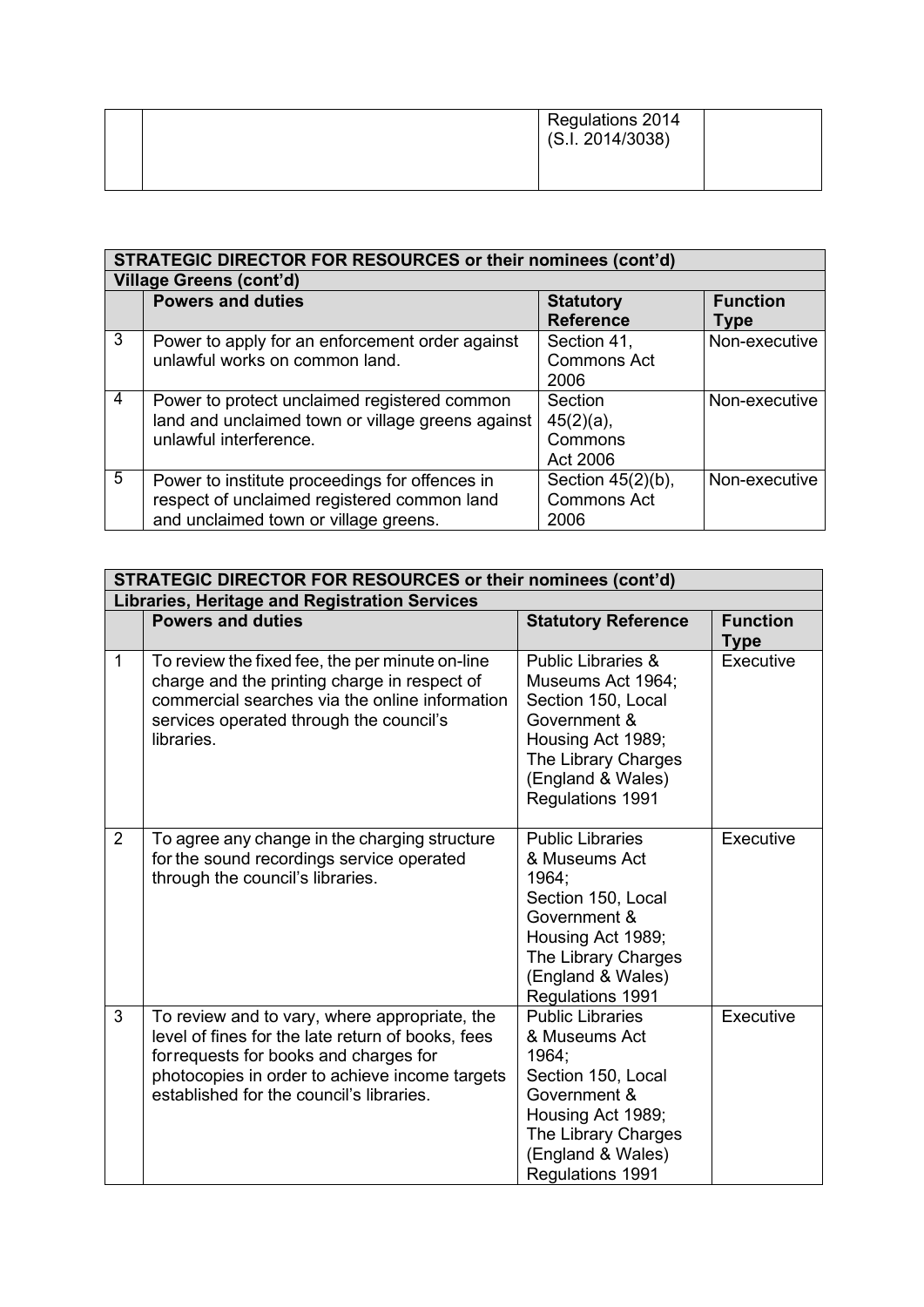| | | Regulations 2014 (S.I. 2014/3038) | |
|---|---|---|---|

| STRATEGIC DIRECTOR FOR RESOURCES or their nominees (cont'd) | | | |
|---|---|---|---|
| **Village Greens (cont'd)** | | | |
| | **Powers and duties** | **Statutory Reference** | **Function Type** |
| 3 | Power to apply for an enforcement order against unlawful works on common land. | Section 41, Commons Act 2006 | Non-executive |
| 4 | Power to protect unclaimed registered common land and unclaimed town or village greens against unlawful interference. | Section 45(2)(a), Commons Act 2006 | Non-executive |
| 5 | Power to institute proceedings for offences in respect of unclaimed registered common land and unclaimed town or village greens. | Section 45(2)(b), Commons Act 2006 | Non-executive |

| STRATEGIC DIRECTOR FOR RESOURCES or their nominees (cont'd) | | | |
|---|---|---|---|
| **Libraries, Heritage and Registration Services** | | | |
| | **Powers and duties** | **Statutory Reference** | **Function Type** |
| 1 | To review the fixed fee, the per minute on-line charge and the printing charge in respect of commercial searches via the online information services operated through the council's libraries. | Public Libraries & Museums Act 1964; Section 150, Local Government & Housing Act 1989; The Library Charges (England & Wales) Regulations 1991 | Executive |
| 2 | To agree any change in the charging structure for the sound recordings service operated through the council's libraries. | Public Libraries & Museums Act 1964; Section 150, Local Government & Housing Act 1989; The Library Charges (England & Wales) Regulations 1991 | Executive |
| 3 | To review and to vary, where appropriate, the level of fines for the late return of books, fees forrequests for books and charges for photocopies in order to achieve income targets established for the council's libraries. | Public Libraries & Museums Act 1964; Section 150, Local Government & Housing Act 1989; The Library Charges (England & Wales) Regulations 1991 | Executive |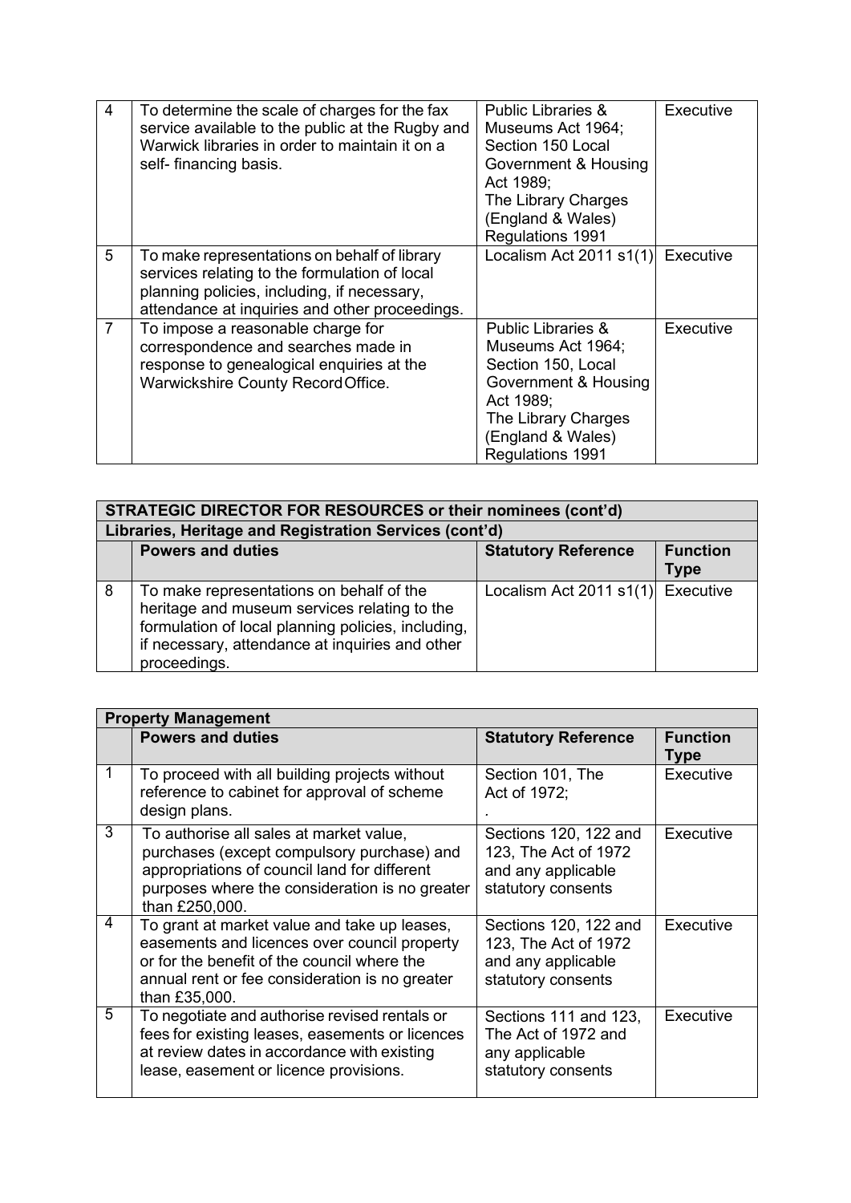| | | | |
|---|---|---|---|
| 4 | To determine the scale of charges for the fax service available to the public at the Rugby and Warwick libraries in order to maintain it on a self- financing basis. | Public Libraries & Museums Act 1964; Section 150 Local Government & Housing Act 1989; The Library Charges (England & Wales) Regulations 1991 | Executive |
| 5 | To make representations on behalf of library services relating to the formulation of local planning policies, including, if necessary, attendance at inquiries and other proceedings. | Localism Act 2011 s1(1) | Executive |
| 7 | To impose a reasonable charge for correspondence and searches made in response to genealogical enquiries at the Warwickshire County Record Office. | Public Libraries & Museums Act 1964; Section 150, Local Government & Housing Act 1989; The Library Charges (England & Wales) Regulations 1991 | Executive |

| **STRATEGIC DIRECTOR FOR RESOURCES or their nominees (cont'd)** | | | |
|---|---|---|---|
| **Libraries, Heritage and Registration Services (cont'd)** | | | |
| | **Powers and duties** | **Statutory Reference** | **Function Type** |
| 8 | To make representations on behalf of the heritage and museum services relating to the formulation of local planning policies, including, if necessary, attendance at inquiries and other proceedings. | Localism Act 2011 s1(1) | Executive |

| **Property Management** | | | |
|---|---|---|---|
| | **Powers and duties** | **Statutory Reference** | **Function Type** |
| 1 | To proceed with all building projects without reference to cabinet for approval of scheme design plans. | Section 101, The Act of 1972; . | Executive |
| 3 | To authorise all sales at market value, purchases (except compulsory purchase) and appropriations of council land for different purposes where the consideration is no greater than £250,000. | Sections 120, 122 and 123, The Act of 1972 and any applicable statutory consents | Executive |
| 4 | To grant at market value and take up leases, easements and licences over council property or for the benefit of the council where the annual rent or fee consideration is no greater than £35,000. | Sections 120, 122 and 123, The Act of 1972 and any applicable statutory consents | Executive |
| 5 | To negotiate and authorise revised rentals or fees for existing leases, easements or licences at review dates in accordance with existing lease, easement or licence provisions. | Sections 111 and 123, The Act of 1972 and any applicable statutory consents | Executive |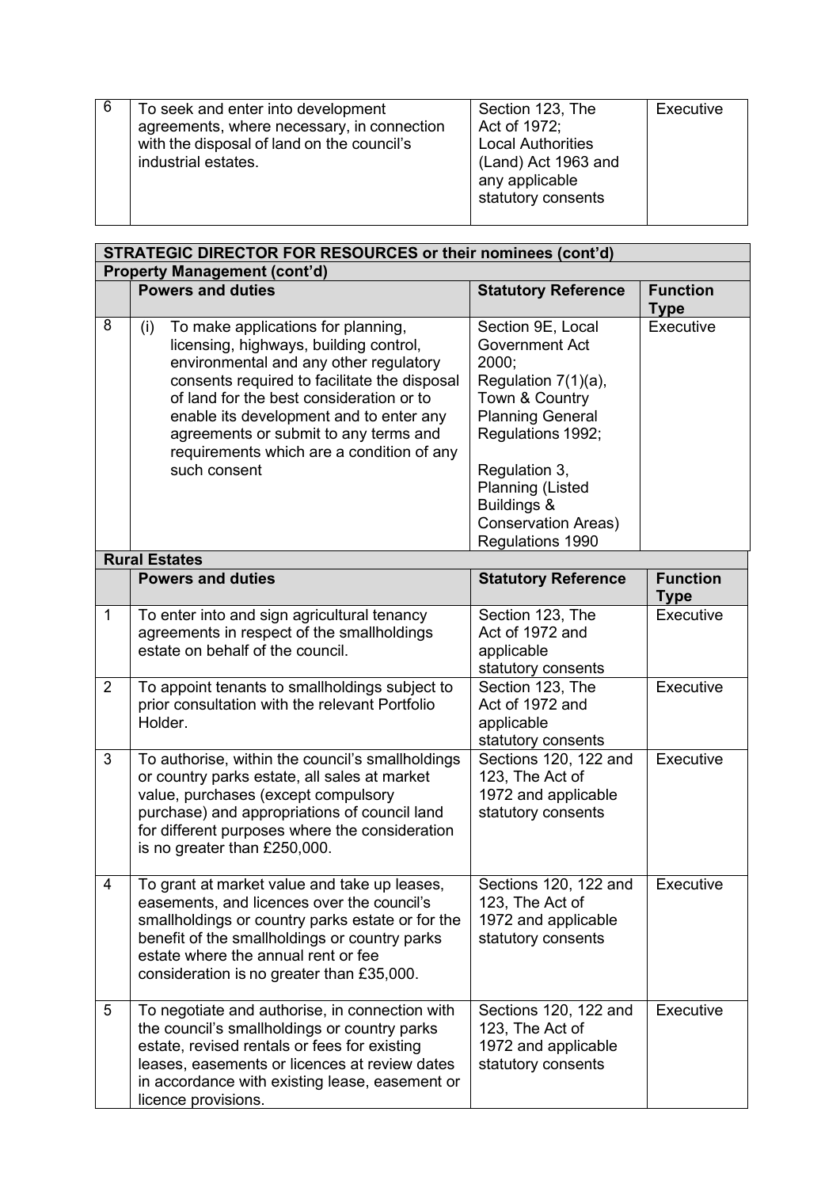| 6 | To seek and enter into development agreements, where necessary, in connection with the disposal of land on the council's industrial estates. | Section 123, The Act of 1972; Local Authorities (Land) Act 1963 and any applicable statutory consents | Executive |
|---|---|---|---|

| **STRATEGIC DIRECTOR FOR RESOURCES or their nominees (cont'd)** | | | |
|---|---|---|---|
| **Property Management (cont'd)** | | | |
| | **Powers and duties** | **Statutory Reference** | **Function Type** |
| 8 | (i) To make applications for planning, licensing, highways, building control, environmental and any other regulatory consents required to facilitate the disposal of land for the best consideration or to enable its development and to enter any agreements or submit to any terms and requirements which are a condition of any such consent | Section 9E, Local Government Act 2000; Regulation 7(1)(a), Town & Country Planning General Regulations 1992; Regulation 3, Planning (Listed Buildings & Conservation Areas) Regulations 1990 | Executive |
| **Rural Estates** | | | |
| | **Powers and duties** | **Statutory Reference** | **Function Type** |
| 1 | To enter into and sign agricultural tenancy agreements in respect of the smallholdings estate on behalf of the council. | Section 123, The Act of 1972 and applicable statutory consents | Executive |
| 2 | To appoint tenants to smallholdings subject to prior consultation with the relevant Portfolio Holder. | Section 123, The Act of 1972 and applicable statutory consents | Executive |
| 3 | To authorise, within the council's smallholdings or country parks estate, all sales at market value, purchases (except compulsory purchase) and appropriations of council land for different purposes where the consideration is no greater than £250,000. | Sections 120, 122 and 123, The Act of 1972 and applicable statutory consents | Executive |
| 4 | To grant at market value and take up leases, easements, and licences over the council's smallholdings or country parks estate or for the benefit of the smallholdings or country parks estate where the annual rent or fee consideration is no greater than £35,000. | Sections 120, 122 and 123, The Act of 1972 and applicable statutory consents | Executive |
| 5 | To negotiate and authorise, in connection with the council's smallholdings or country parks estate, revised rentals or fees for existing leases, easements or licences at review dates in accordance with existing lease, easement or licence provisions. | Sections 120, 122 and 123, The Act of 1972 and applicable statutory consents | Executive |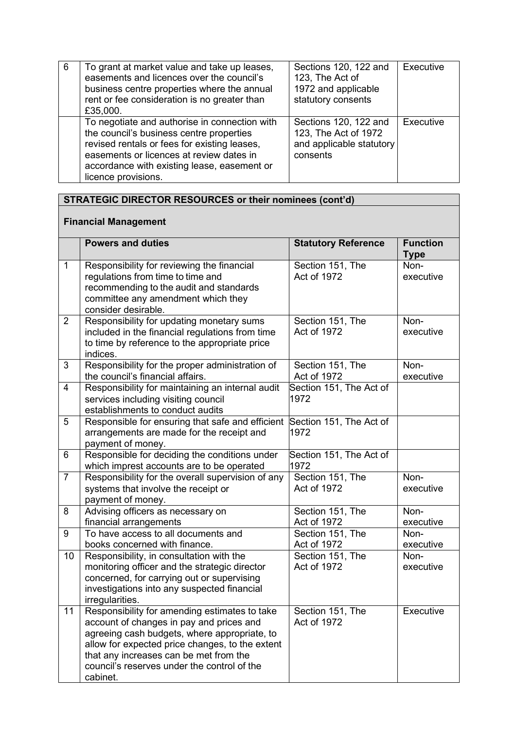| 6 | To grant at market value and take up leases, easements and licences over the council's business centre properties where the annual rent or fee consideration is no greater than £35,000. | Sections 120, 122 and 123, The Act of 1972 and applicable statutory consents | Executive |
|---|---|---|---|
| | To negotiate and authorise in connection with the council's business centre properties revised rentals or fees for existing leases, easements or licences at review dates in accordance with existing lease, easement or licence provisions. | Sections 120, 122 and 123, The Act of 1972 and applicable statutory consents | Executive |

**STRATEGIC DIRECTOR RESOURCES or their nominees (cont'd)**

**Financial Management**

| | Powers and duties | Statutory Reference | Function Type |
|---|---|---|---|
| 1 | Responsibility for reviewing the financial regulations from time to time and recommending to the audit and standards committee any amendment which they consider desirable. | Section 151, The Act of 1972 | Non-executive |
| 2 | Responsibility for updating monetary sums included in the financial regulations from time to time by reference to the appropriate price indices. | Section 151, The Act of 1972 | Non-executive |
| 3 | Responsibility for the proper administration of the council's financial affairs. | Section 151, The Act of 1972 | Non-executive |
| 4 | Responsibility for maintaining an internal audit services including visiting council establishments to conduct audits | Section 151, The Act of 1972 | |
| 5 | Responsible for ensuring that safe and efficient arrangements are made for the receipt and payment of money. | Section 151, The Act of 1972 | |
| 6 | Responsible for deciding the conditions under which imprest accounts are to be operated | Section 151, The Act of 1972 | |
| 7 | Responsibility for the overall supervision of any systems that involve the receipt or payment of money. | Section 151, The Act of 1972 | Non-executive |
| 8 | Advising officers as necessary on financial arrangements | Section 151, The Act of 1972 | Non-executive |
| 9 | To have access to all documents and books concerned with finance. | Section 151, The Act of 1972 | Non-executive |
| 10 | Responsibility, in consultation with the monitoring officer and the strategic director concerned, for carrying out or supervising investigations into any suspected financial irregularities. | Section 151, The Act of 1972 | Non-executive |
| 11 | Responsibility for amending estimates to take account of changes in pay and prices and agreeing cash budgets, where appropriate, to allow for expected price changes, to the extent that any increases can be met from the council's reserves under the control of the cabinet. | Section 151, The Act of 1972 | Executive |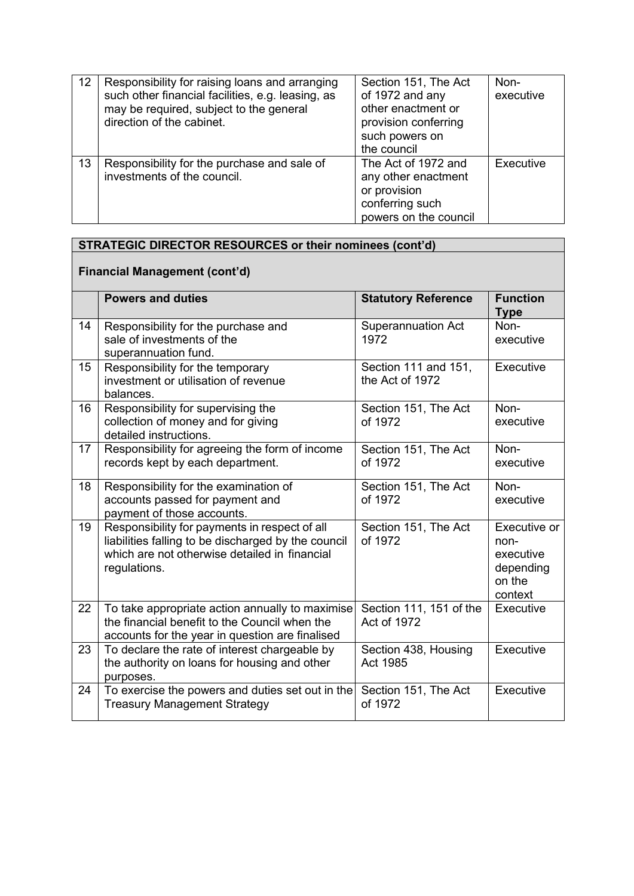| 12 | Responsibility for raising loans and arranging such other financial facilities, e.g. leasing, as may be required, subject to the general direction of the cabinet. | Section 151, The Act of 1972 and any other enactment or provision conferring such powers on the council | Non-executive |
|---|---|---|---|
| 13 | Responsibility for the purchase and sale of investments of the council. | The Act of 1972 and any other enactment or provision conferring such powers on the council | Executive |

**STRATEGIC DIRECTOR RESOURCES or their nominees (cont'd)**

**Financial Management (cont'd)**

| | Powers and duties | Statutory Reference | Function Type |
|---|---|---|---|
| 14 | Responsibility for the purchase and sale of investments of the superannuation fund. | Superannuation Act 1972 | Non-executive |
| 15 | Responsibility for the temporary investment or utilisation of revenue balances. | Section 111 and 151, the Act of 1972 | Executive |
| 16 | Responsibility for supervising the collection of money and for giving detailed instructions. | Section 151, The Act of 1972 | Non-executive |
| 17 | Responsibility for agreeing the form of income records kept by each department. | Section 151, The Act of 1972 | Non-executive |
| 18 | Responsibility for the examination of accounts passed for payment and payment of those accounts. | Section 151, The Act of 1972 | Non-executive |
| 19 | Responsibility for payments in respect of all liabilities falling to be discharged by the council which are not otherwise detailed in financial regulations. | Section 151, The Act of 1972 | Executive or non-executive depending on the context |
| 22 | To take appropriate action annually to maximise the financial benefit to the Council when the accounts for the year in question are finalised | Section 111, 151 of the Act of 1972 | Executive |
| 23 | To declare the rate of interest chargeable by the authority on loans for housing and other purposes. | Section 438, Housing Act 1985 | Executive |
| 24 | To exercise the powers and duties set out in the Treasury Management Strategy | Section 151, The Act of 1972 | Executive |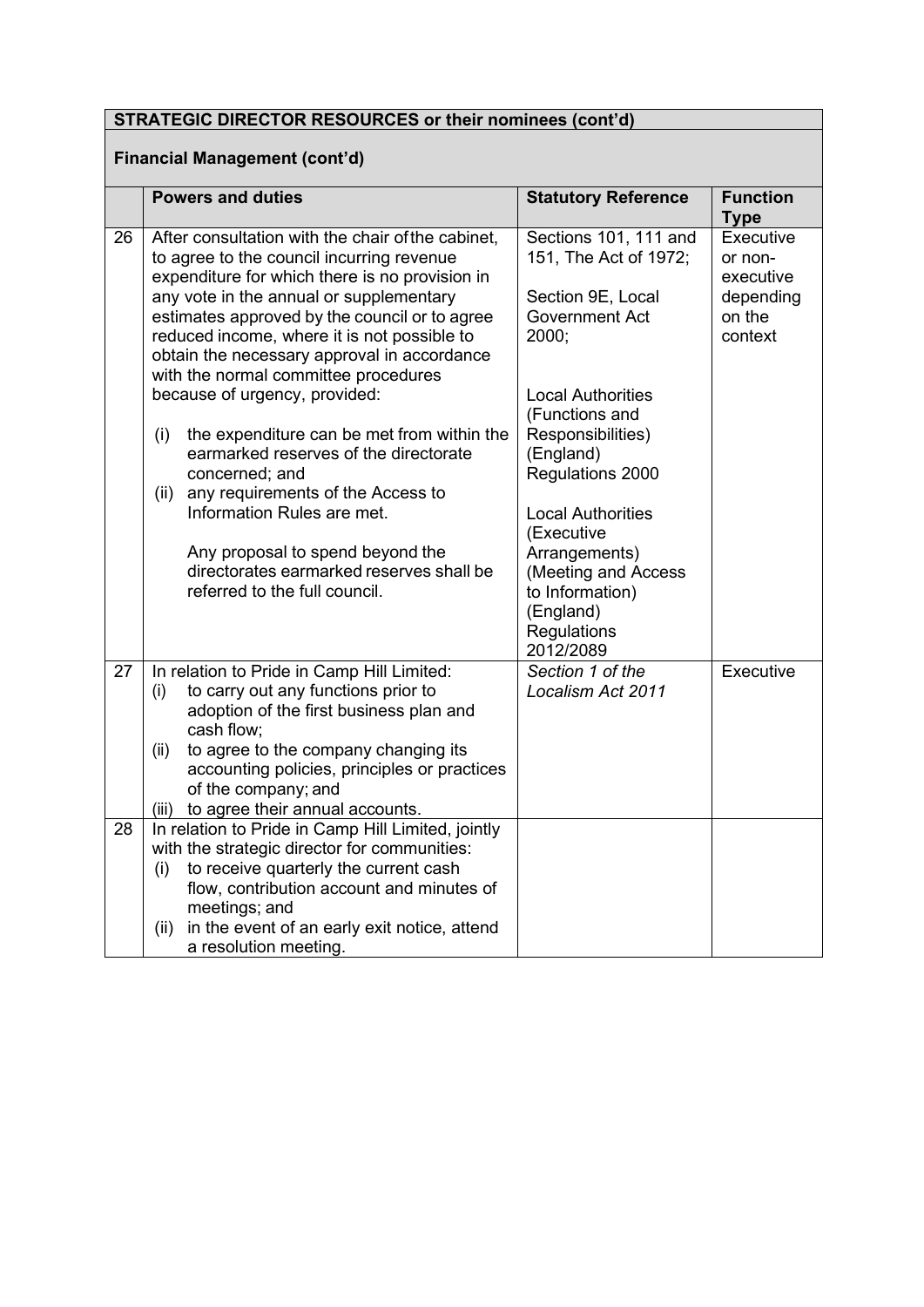**STRATEGIC DIRECTOR RESOURCES or their nominees (cont'd)**

**Financial Management (cont'd)**

| | Powers and duties | Statutory Reference | Function Type |
|---|---|---|---|
| 26 | After consultation with the chair of the cabinet, to agree to the council incurring revenue expenditure for which there is no provision in any vote in the annual or supplementary estimates approved by the council or to agree reduced income, where it is not possible to obtain the necessary approval in accordance with the normal committee procedures because of urgency, provided:<br><br>(i) the expenditure can be met from within the earmarked reserves of the directorate concerned; and<br>(ii) any requirements of the Access to Information Rules are met.<br><br>Any proposal to spend beyond the directorates earmarked reserves shall be referred to the full council. | Sections 101, 111 and 151, The Act of 1972;<br><br>Section 9E, Local Government Act 2000;<br><br>Local Authorities (Functions and Responsibilities) (England) Regulations 2000<br><br>Local Authorities (Executive Arrangements) (Meeting and Access to Information) (England) Regulations 2012/2089 | Executive or non-executive depending on the context |
| 27 | In relation to Pride in Camp Hill Limited:<br>(i) to carry out any functions prior to adoption of the first business plan and cash flow;<br>(ii) to agree to the company changing its accounting policies, principles or practices of the company; and<br>(iii) to agree their annual accounts. | *Section 1 of the Localism Act 2011* | Executive |
| 28 | In relation to Pride in Camp Hill Limited, jointly with the strategic director for communities:<br>(i) to receive quarterly the current cash flow, contribution account and minutes of meetings; and<br>(ii) in the event of an early exit notice, attend a resolution meeting. | | |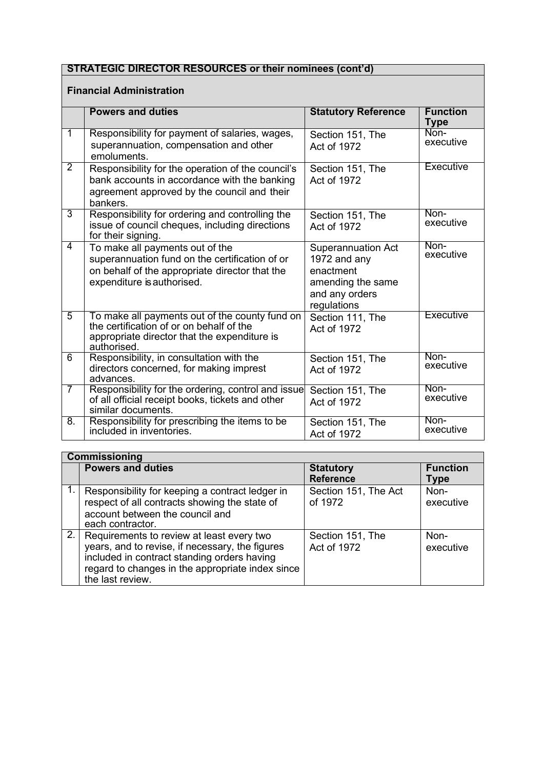## STRATEGIC DIRECTOR RESOURCES or their nominees (cont'd)

### Financial Administration

| | Powers and duties | Statutory Reference | Function Type |
|---|---|---|---|
| 1 | Responsibility for payment of salaries, wages, superannuation, compensation and other emoluments. | Section 151, The Act of 1972 | Non-executive |
| 2 | Responsibility for the operation of the council's bank accounts in accordance with the banking agreement approved by the council and their bankers. | Section 151, The Act of 1972 | Executive |
| 3 | Responsibility for ordering and controlling the issue of council cheques, including directions for their signing. | Section 151, The Act of 1972 | Non-executive |
| 4 | To make all payments out of the superannuation fund on the certification of or on behalf of the appropriate director that the expenditure is authorised. | Superannuation Act 1972 and any enactment amending the same and any orders regulations | Non-executive |
| 5 | To make all payments out of the county fund on the certification of or on behalf of the appropriate director that the expenditure is authorised. | Section 111, The Act of 1972 | Executive |
| 6 | Responsibility, in consultation with the directors concerned, for making imprest advances. | Section 151, The Act of 1972 | Non-executive |
| 7 | Responsibility for the ordering, control and issue of all official receipt books, tickets and other similar documents. | Section 151, The Act of 1972 | Non-executive |
| 8. | Responsibility for prescribing the items to be included in inventories. | Section 151, The Act of 1972 | Non-executive |

### Commissioning

| | Powers and duties | Statutory Reference | Function Type |
|---|---|---|---|
| 1. | Responsibility for keeping a contract ledger in respect of all contracts showing the state of account between the council and each contractor. | Section 151, The Act of 1972 | Non-executive |
| 2. | Requirements to review at least every two years, and to revise, if necessary, the figures included in contract standing orders having regard to changes in the appropriate index since the last review. | Section 151, The Act of 1972 | Non-executive |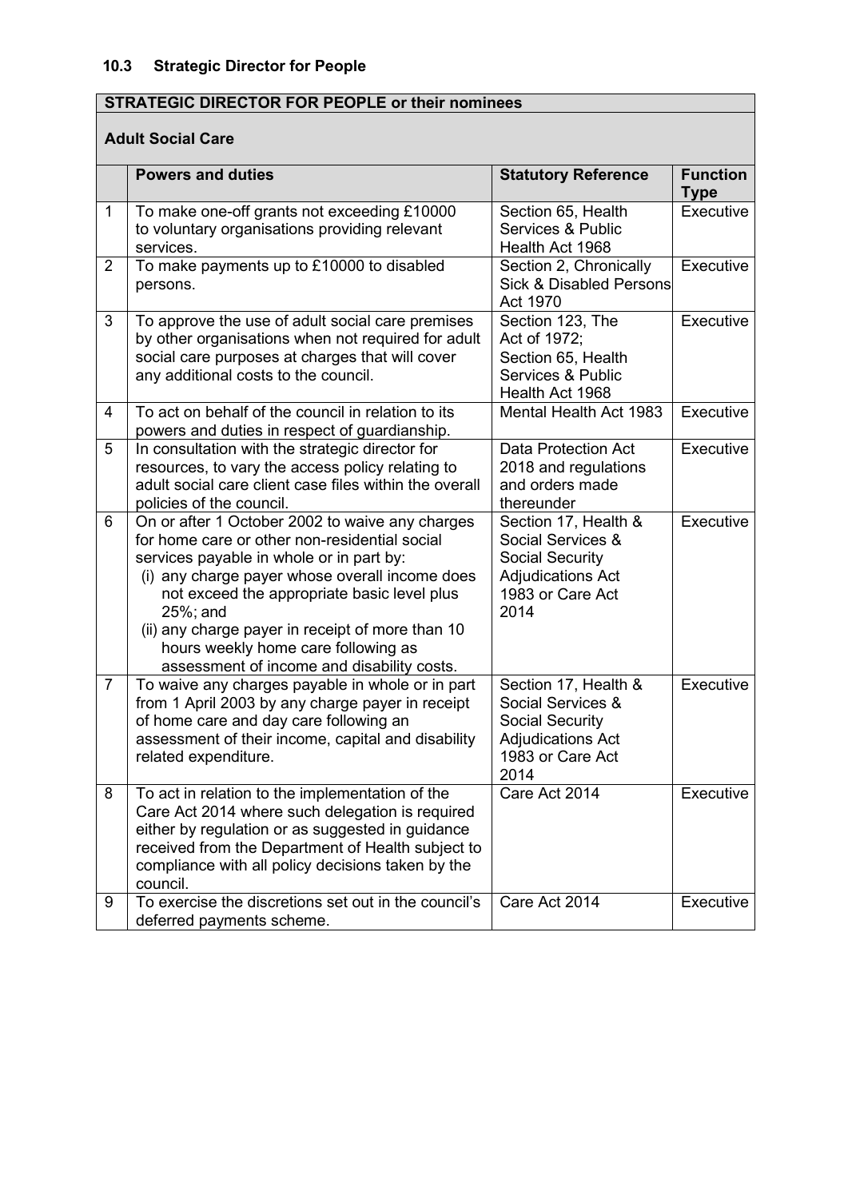### 10.3 Strategic Director for People

| | **STRATEGIC DIRECTOR FOR PEOPLE or their nominees** | | |
|---|---|---|---|
| | **Adult Social Care** | | |
| | **Powers and duties** | **Statutory Reference** | **Function Type** |
| 1 | To make one-off grants not exceeding £10000 to voluntary organisations providing relevant services. | Section 65, Health Services & Public Health Act 1968 | Executive |
| 2 | To make payments up to £10000 to disabled persons. | Section 2, Chronically Sick & Disabled Persons Act 1970 | Executive |
| 3 | To approve the use of adult social care premises by other organisations when not required for adult social care purposes at charges that will cover any additional costs to the council. | Section 123, The Act of 1972; Section 65, Health Services & Public Health Act 1968 | Executive |
| 4 | To act on behalf of the council in relation to its powers and duties in respect of guardianship. | Mental Health Act 1983 | Executive |
| 5 | In consultation with the strategic director for resources, to vary the access policy relating to adult social care client case files within the overall policies of the council. | Data Protection Act 2018 and regulations and orders made thereunder | Executive |
| 6 | On or after 1 October 2002 to waive any charges for home care or other non-residential social services payable in whole or in part by: (i) any charge payer whose overall income does not exceed the appropriate basic level plus 25%; and (ii) any charge payer in receipt of more than 10 hours weekly home care following as assessment of income and disability costs. | Section 17, Health & Social Services & Social Security Adjudications Act 1983 or Care Act 2014 | Executive |
| 7 | To waive any charges payable in whole or in part from 1 April 2003 by any charge payer in receipt of home care and day care following an assessment of their income, capital and disability related expenditure. | Section 17, Health & Social Services & Social Security Adjudications Act 1983 or Care Act 2014 | Executive |
| 8 | To act in relation to the implementation of the Care Act 2014 where such delegation is required either by regulation or as suggested in guidance received from the Department of Health subject to compliance with all policy decisions taken by the council. | Care Act 2014 | Executive |
| 9 | To exercise the discretions set out in the council's deferred payments scheme. | Care Act 2014 | Executive |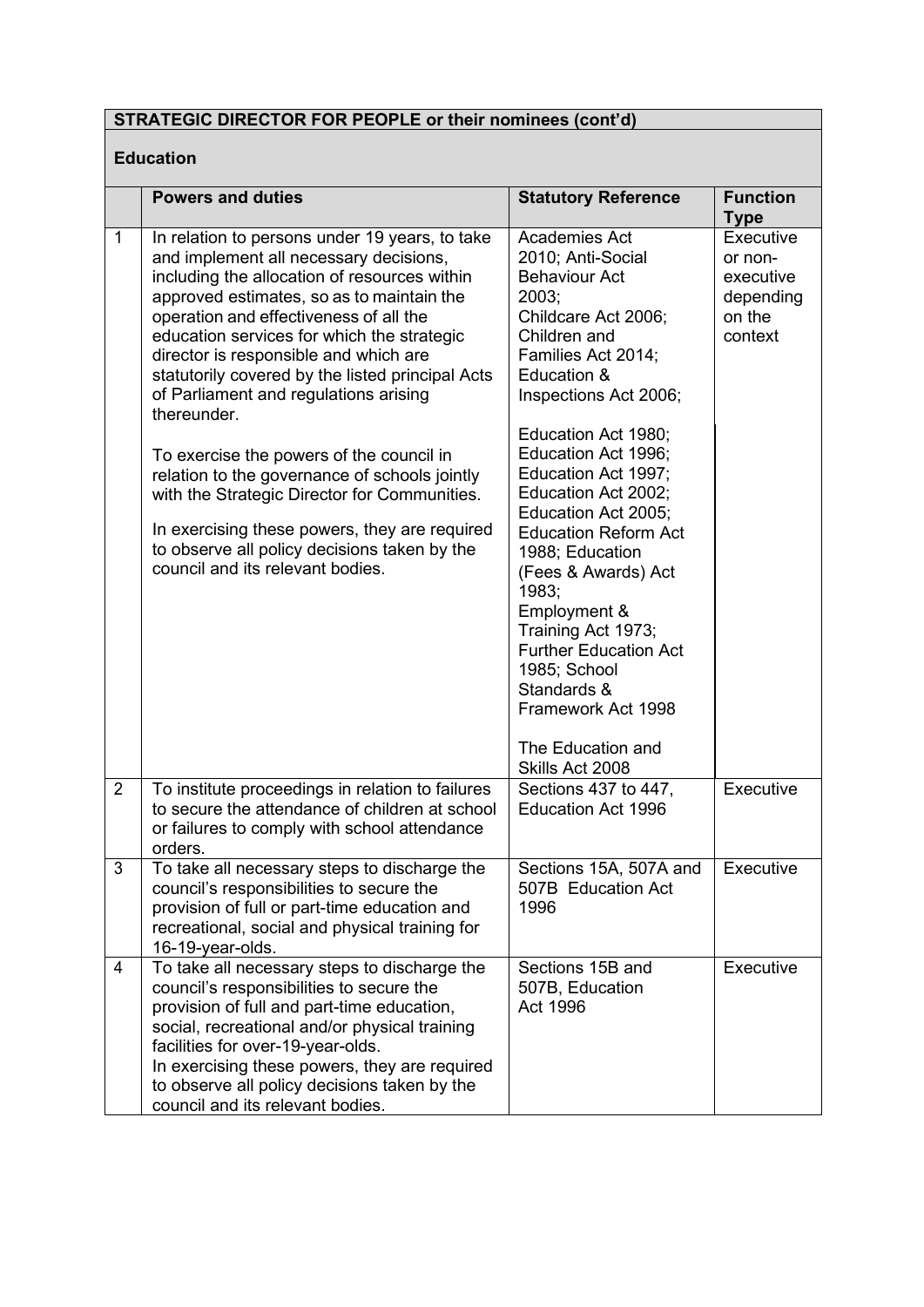**STRATEGIC DIRECTOR FOR PEOPLE or their nominees (cont'd)**

**Education**

| | Powers and duties | Statutory Reference | Function Type |
|---|---|---|---|
| 1 | In relation to persons under 19 years, to take and implement all necessary decisions, including the allocation of resources within approved estimates, so as to maintain the operation and effectiveness of all the education services for which the strategic director is responsible and which are statutorily covered by the listed principal Acts of Parliament and regulations arising thereunder.<br><br>To exercise the powers of the council in relation to the governance of schools jointly with the Strategic Director for Communities.<br><br>In exercising these powers, they are required to observe all policy decisions taken by the council and its relevant bodies. | Academies Act 2010; Anti-Social Behaviour Act 2003; Childcare Act 2006; Children and Families Act 2014; Education & Inspections Act 2006;<br><br>Education Act 1980; Education Act 1996; Education Act 1997; Education Act 2002; Education Act 2005; Education Reform Act 1988; Education (Fees & Awards) Act 1983; Employment & Training Act 1973; Further Education Act 1985; School Standards & Framework Act 1998<br><br>The Education and Skills Act 2008 | Executive or non-executive depending on the context |
| 2 | To institute proceedings in relation to failures to secure the attendance of children at school or failures to comply with school attendance orders. | Sections 437 to 447, Education Act 1996 | Executive |
| 3 | To take all necessary steps to discharge the council's responsibilities to secure the provision of full or part-time education and recreational, social and physical training for 16-19-year-olds. | Sections 15A, 507A and 507B Education Act 1996 | Executive |
| 4 | To take all necessary steps to discharge the council's responsibilities to secure the provision of full and part-time education, social, recreational and/or physical training facilities for over-19-year-olds.<br>In exercising these powers, they are required to observe all policy decisions taken by the council and its relevant bodies. | Sections 15B and 507B, Education Act 1996 | Executive |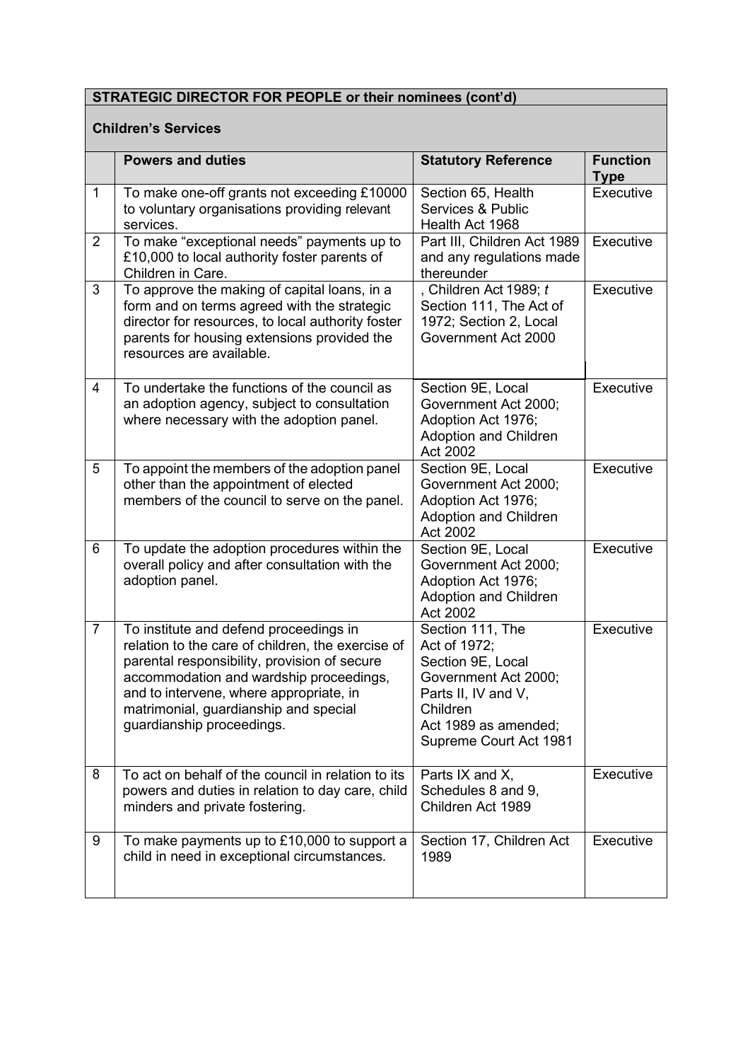| **STRATEGIC DIRECTOR FOR PEOPLE or their nominees (cont'd)** | | | |
|---|---|---|---|
| **Children's Services** | | | |
| | **Powers and duties** | **Statutory Reference** | **Function Type** |
| 1 | To make one-off grants not exceeding £10000 to voluntary organisations providing relevant services. | Section 65, Health Services & Public Health Act 1968 | Executive |
| 2 | To make "exceptional needs" payments up to £10,000 to local authority foster parents of Children in Care. | Part III, Children Act 1989 and any regulations made thereunder | Executive |
| 3 | To approve the making of capital loans, in a form and on terms agreed with the strategic director for resources, to local authority foster parents for housing extensions provided the resources are available. | , Children Act 1989; *t* Section 111, The Act of 1972; Section 2, Local Government Act 2000 | Executive |
| 4 | To undertake the functions of the council as an adoption agency, subject to consultation where necessary with the adoption panel. | Section 9E, Local Government Act 2000; Adoption Act 1976; Adoption and Children Act 2002 | Executive |
| 5 | To appoint the members of the adoption panel other than the appointment of elected members of the council to serve on the panel. | Section 9E, Local Government Act 2000; Adoption Act 1976; Adoption and Children Act 2002 | Executive |
| 6 | To update the adoption procedures within the overall policy and after consultation with the adoption panel. | Section 9E, Local Government Act 2000; Adoption Act 1976; Adoption and Children Act 2002 | Executive |
| 7 | To institute and defend proceedings in relation to the care of children, the exercise of parental responsibility, provision of secure accommodation and wardship proceedings, and to intervene, where appropriate, in matrimonial, guardianship and special guardianship proceedings. | Section 111, The Act of 1972; Section 9E, Local Government Act 2000; Parts II, IV and V, Children Act 1989 as amended; Supreme Court Act 1981 | Executive |
| 8 | To act on behalf of the council in relation to its powers and duties in relation to day care, child minders and private fostering. | Parts IX and X, Schedules 8 and 9, Children Act 1989 | Executive |
| 9 | To make payments up to £10,000 to support a child in need in exceptional circumstances. | Section 17, Children Act 1989 | Executive |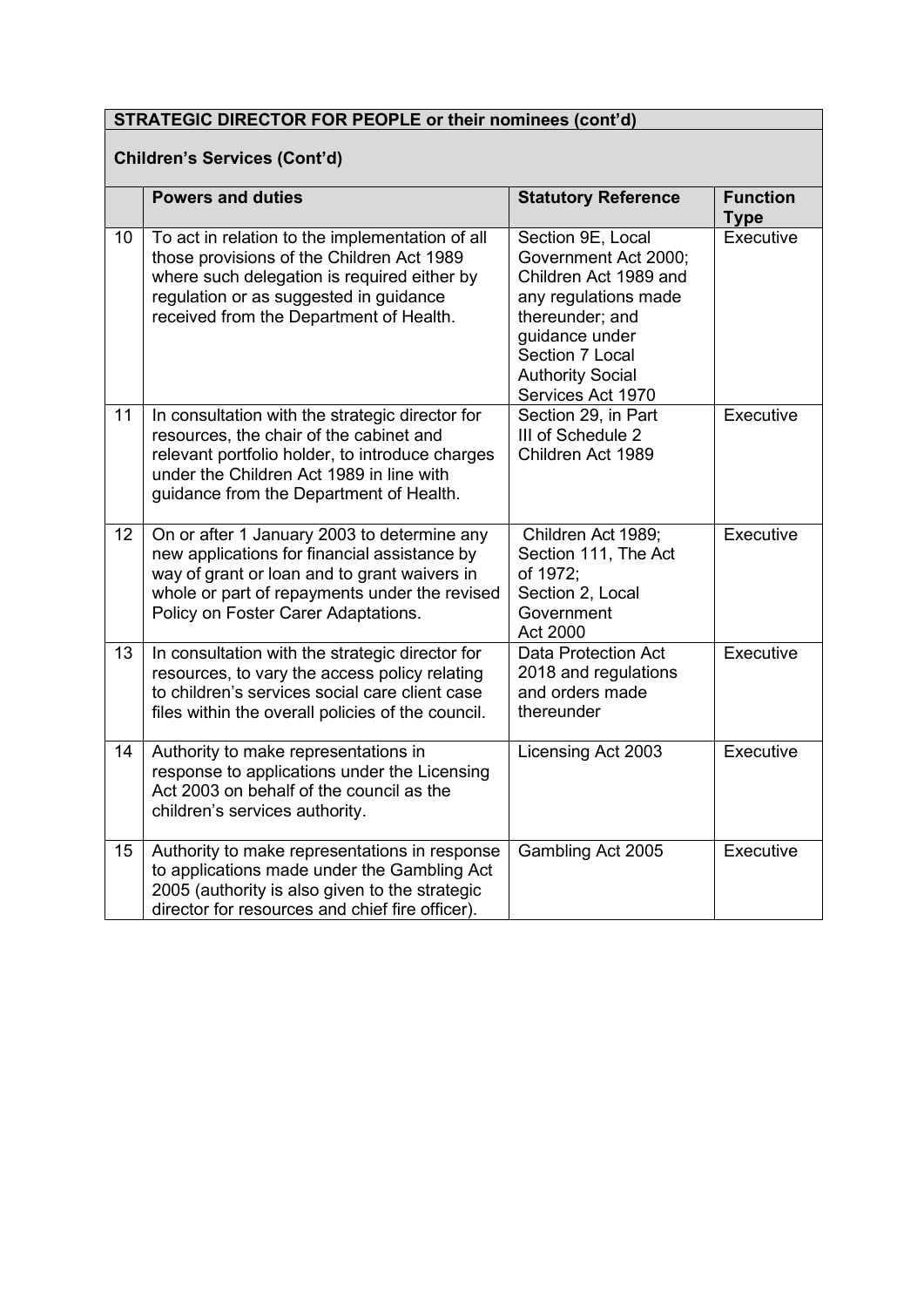**STRATEGIC DIRECTOR FOR PEOPLE or their nominees (cont'd)**

**Children's Services (Cont'd)**

| | Powers and duties | Statutory Reference | Function Type |
|---|---|---|---|
| 10 | To act in relation to the implementation of all those provisions of the Children Act 1989 where such delegation is required either by regulation or as suggested in guidance received from the Department of Health. | Section 9E, Local Government Act 2000; Children Act 1989 and any regulations made thereunder; and guidance under Section 7 Local Authority Social Services Act 1970 | Executive |
| 11 | In consultation with the strategic director for resources, the chair of the cabinet and relevant portfolio holder, to introduce charges under the Children Act 1989 in line with guidance from the Department of Health. | Section 29, in Part III of Schedule 2 Children Act 1989 | Executive |
| 12 | On or after 1 January 2003 to determine any new applications for financial assistance by way of grant or loan and to grant waivers in whole or part of repayments under the revised Policy on Foster Carer Adaptations. | Children Act 1989; Section 111, The Act of 1972; Section 2, Local Government Act 2000 | Executive |
| 13 | In consultation with the strategic director for resources, to vary the access policy relating to children's services social care client case files within the overall policies of the council. | Data Protection Act 2018 and regulations and orders made thereunder | Executive |
| 14 | Authority to make representations in response to applications under the Licensing Act 2003 on behalf of the council as the children's services authority. | Licensing Act 2003 | Executive |
| 15 | Authority to make representations in response to applications made under the Gambling Act 2005 (authority is also given to the strategic director for resources and chief fire officer). | Gambling Act 2005 | Executive |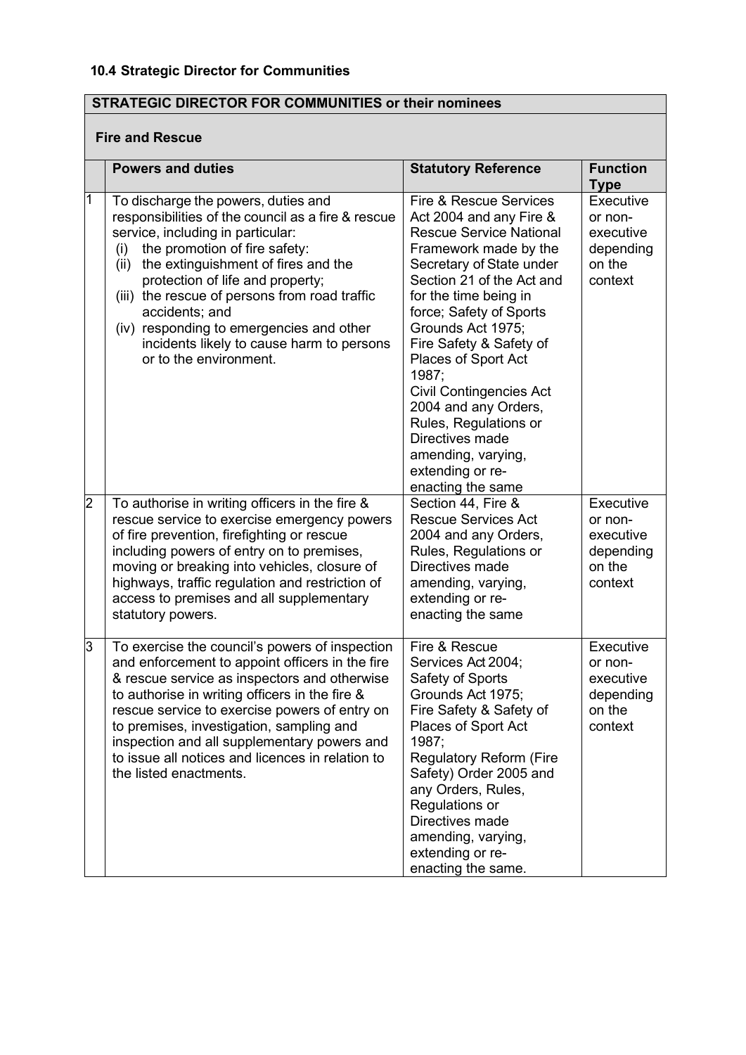### 10.4 Strategic Director for Communities

| STRATEGIC DIRECTOR FOR COMMUNITIES or their nominees | | | |
|---|---|---|---|
| **Fire and Rescue** | | | |
| | **Powers and duties** | **Statutory Reference** | **Function Type** |
| 1 | To discharge the powers, duties and responsibilities of the council as a fire & rescue service, including in particular: (i) the promotion of fire safety: (ii) the extinguishment of fires and the protection of life and property; (iii) the rescue of persons from road traffic accidents; and (iv) responding to emergencies and other incidents likely to cause harm to persons or to the environment. | Fire & Rescue Services Act 2004 and any Fire & Rescue Service National Framework made by the Secretary of State under Section 21 of the Act and for the time being in force; Safety of Sports Grounds Act 1975; Fire Safety & Safety of Places of Sport Act 1987; Civil Contingencies Act 2004 and any Orders, Rules, Regulations or Directives made amending, varying, extending or re-enacting the same | Executive or non-executive depending on the context |
| 2 | To authorise in writing officers in the fire & rescue service to exercise emergency powers of fire prevention, firefighting or rescue including powers of entry on to premises, moving or breaking into vehicles, closure of highways, traffic regulation and restriction of access to premises and all supplementary statutory powers. | Section 44, Fire & Rescue Services Act 2004 and any Orders, Rules, Regulations or Directives made amending, varying, extending or re-enacting the same | Executive or non-executive depending on the context |
| 3 | To exercise the council's powers of inspection and enforcement to appoint officers in the fire & rescue service as inspectors and otherwise to authorise in writing officers in the fire & rescue service to exercise powers of entry on to premises, investigation, sampling and inspection and all supplementary powers and to issue all notices and licences in relation to the listed enactments. | Fire & Rescue Services Act 2004; Safety of Sports Grounds Act 1975; Fire Safety & Safety of Places of Sport Act 1987; Regulatory Reform (Fire Safety) Order 2005 and any Orders, Rules, Regulations or Directives made amending, varying, extending or re-enacting the same. | Executive or non-executive depending on the context |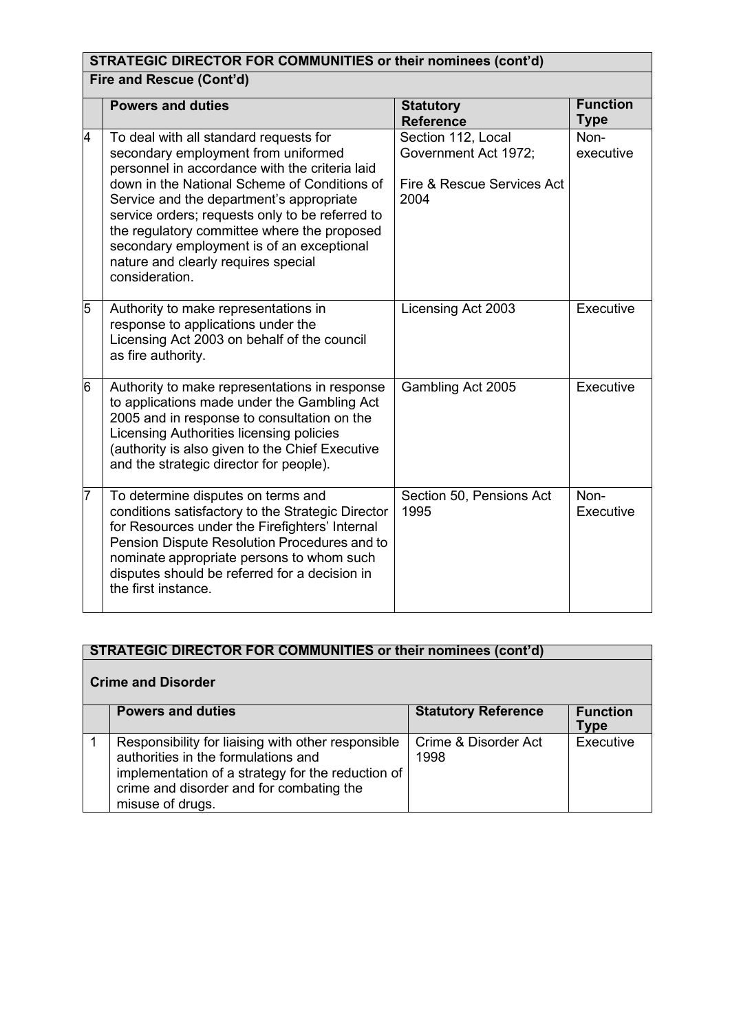## STRATEGIC DIRECTOR FOR COMMUNITIES or their nominees (cont'd)

### Fire and Rescue (Cont'd)

| | Powers and duties | Statutory Reference | Function Type |
|---|---|---|---|
| 4 | To deal with all standard requests for secondary employment from uniformed personnel in accordance with the criteria laid down in the National Scheme of Conditions of Service and the department's appropriate service orders; requests only to be referred to the regulatory committee where the proposed secondary employment is of an exceptional nature and clearly requires special consideration. | Section 112, Local Government Act 1972; Fire & Rescue Services Act 2004 | Non-executive |
| 5 | Authority to make representations in response to applications under the Licensing Act 2003 on behalf of the council as fire authority. | Licensing Act 2003 | Executive |
| 6 | Authority to make representations in response to applications made under the Gambling Act 2005 and in response to consultation on the Licensing Authorities licensing policies (authority is also given to the Chief Executive and the strategic director for people). | Gambling Act 2005 | Executive |
| 7 | To determine disputes on terms and conditions satisfactory to the Strategic Director for Resources under the Firefighters' Internal Pension Dispute Resolution Procedures and to nominate appropriate persons to whom such disputes should be referred for a decision in the first instance. | Section 50, Pensions Act 1995 | Non-Executive |

## STRATEGIC DIRECTOR FOR COMMUNITIES or their nominees (cont'd)

### Crime and Disorder

| | Powers and duties | Statutory Reference | Function Type |
|---|---|---|---|
| 1 | Responsibility for liaising with other responsible authorities in the formulations and implementation of a strategy for the reduction of crime and disorder and for combating the misuse of drugs. | Crime & Disorder Act 1998 | Executive |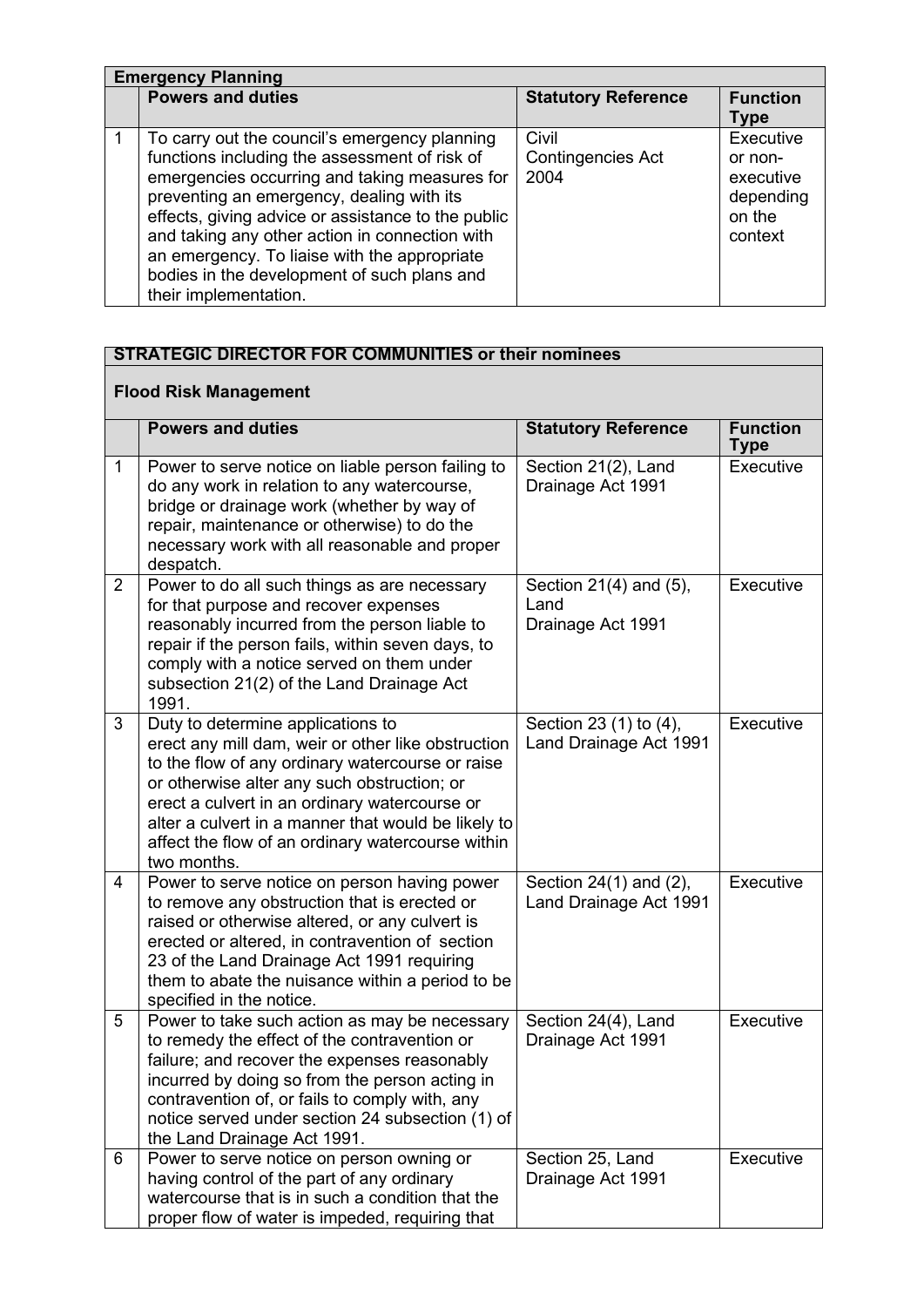| **Emergency Planning** | | | |
|---|---|---|---|
| | **Powers and duties** | **Statutory Reference** | **Function Type** |
| 1 | To carry out the council's emergency planning functions including the assessment of risk of emergencies occurring and taking measures for preventing an emergency, dealing with its effects, giving advice or assistance to the public and taking any other action in connection with an emergency. To liaise with the appropriate bodies in the development of such plans and their implementation. | Civil Contingencies Act 2004 | Executive or non-executive depending on the context |

| **STRATEGIC DIRECTOR FOR COMMUNITIES or their nominees**<br><br>**Flood Risk Management** | | | |
|---|---|---|---|
| | **Powers and duties** | **Statutory Reference** | **Function Type** |
| 1 | Power to serve notice on liable person failing to do any work in relation to any watercourse, bridge or drainage work (whether by way of repair, maintenance or otherwise) to do the necessary work with all reasonable and proper despatch. | Section 21(2), Land Drainage Act 1991 | Executive |
| 2 | Power to do all such things as are necessary for that purpose and recover expenses reasonably incurred from the person liable to repair if the person fails, within seven days, to comply with a notice served on them under subsection 21(2) of the Land Drainage Act 1991. | Section 21(4) and (5), Land Drainage Act 1991 | Executive |
| 3 | Duty to determine applications to erect any mill dam, weir or other like obstruction to the flow of any ordinary watercourse or raise or otherwise alter any such obstruction; or erect a culvert in an ordinary watercourse or alter a culvert in a manner that would be likely to affect the flow of an ordinary watercourse within two months. | Section 23 (1) to (4), Land Drainage Act 1991 | Executive |
| 4 | Power to serve notice on person having power to remove any obstruction that is erected or raised or otherwise altered, or any culvert is erected or altered, in contravention of section 23 of the Land Drainage Act 1991 requiring them to abate the nuisance within a period to be specified in the notice. | Section 24(1) and (2), Land Drainage Act 1991 | Executive |
| 5 | Power to take such action as may be necessary to remedy the effect of the contravention or failure; and recover the expenses reasonably incurred by doing so from the person acting in contravention of, or fails to comply with, any notice served under section 24 subsection (1) of the Land Drainage Act 1991. | Section 24(4), Land Drainage Act 1991 | Executive |
| 6 | Power to serve notice on person owning or having control of the part of any ordinary watercourse that is in such a condition that the proper flow of water is impeded, requiring that | Section 25, Land Drainage Act 1991 | Executive |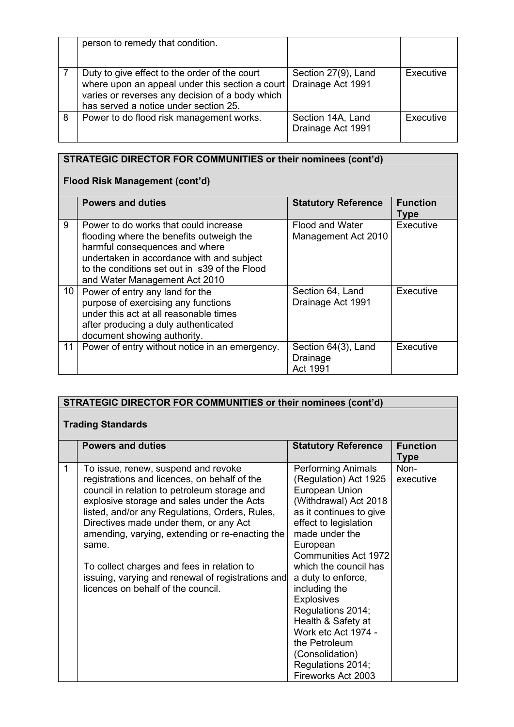| | | | |
|---|---|---|---|
| | person to remedy that condition. | | |
| 7 | Duty to give effect to the order of the court where upon an appeal under this section a court varies or reverses any decision of a body which has served a notice under section 25. | Section 27(9), Land Drainage Act 1991 | Executive |
| 8 | Power to do flood risk management works. | Section 14A, Land Drainage Act 1991 | Executive |

**STRATEGIC DIRECTOR FOR COMMUNITIES or their nominees (cont'd)**

**Flood Risk Management (cont'd)**

| | Powers and duties | Statutory Reference | Function Type |
|---|---|---|---|
| 9 | Power to do works that could increase flooding where the benefits outweigh the harmful consequences and where undertaken in accordance with and subject to the conditions set out in s39 of the Flood and Water Management Act 2010 | Flood and Water Management Act 2010 | Executive |
| 10 | Power of entry any land for the purpose of exercising any functions under this act at all reasonable times after producing a duly authenticated document showing authority. | Section 64, Land Drainage Act 1991 | Executive |
| 11 | Power of entry without notice in an emergency. | Section 64(3), Land Drainage Act 1991 | Executive |

**STRATEGIC DIRECTOR FOR COMMUNITIES or their nominees (cont'd)**

**Trading Standards**

| | Powers and duties | Statutory Reference | Function Type |
|---|---|---|---|
| 1 | To issue, renew, suspend and revoke registrations and licences, on behalf of the council in relation to petroleum storage and explosive storage and sales under the Acts listed, and/or any Regulations, Orders, Rules, Directives made under them, or any Act amending, varying, extending or re-enacting the same.<br><br>To collect charges and fees in relation to issuing, varying and renewal of registrations and licences on behalf of the council. | Performing Animals (Regulation) Act 1925 European Union (Withdrawal) Act 2018 as it continues to give effect to legislation made under the European Communities Act 1972 which the council has a duty to enforce, including the Explosives Regulations 2014; Health & Safety at Work etc Act 1974 - the Petroleum (Consolidation) Regulations 2014; Fireworks Act 2003 | Non-executive |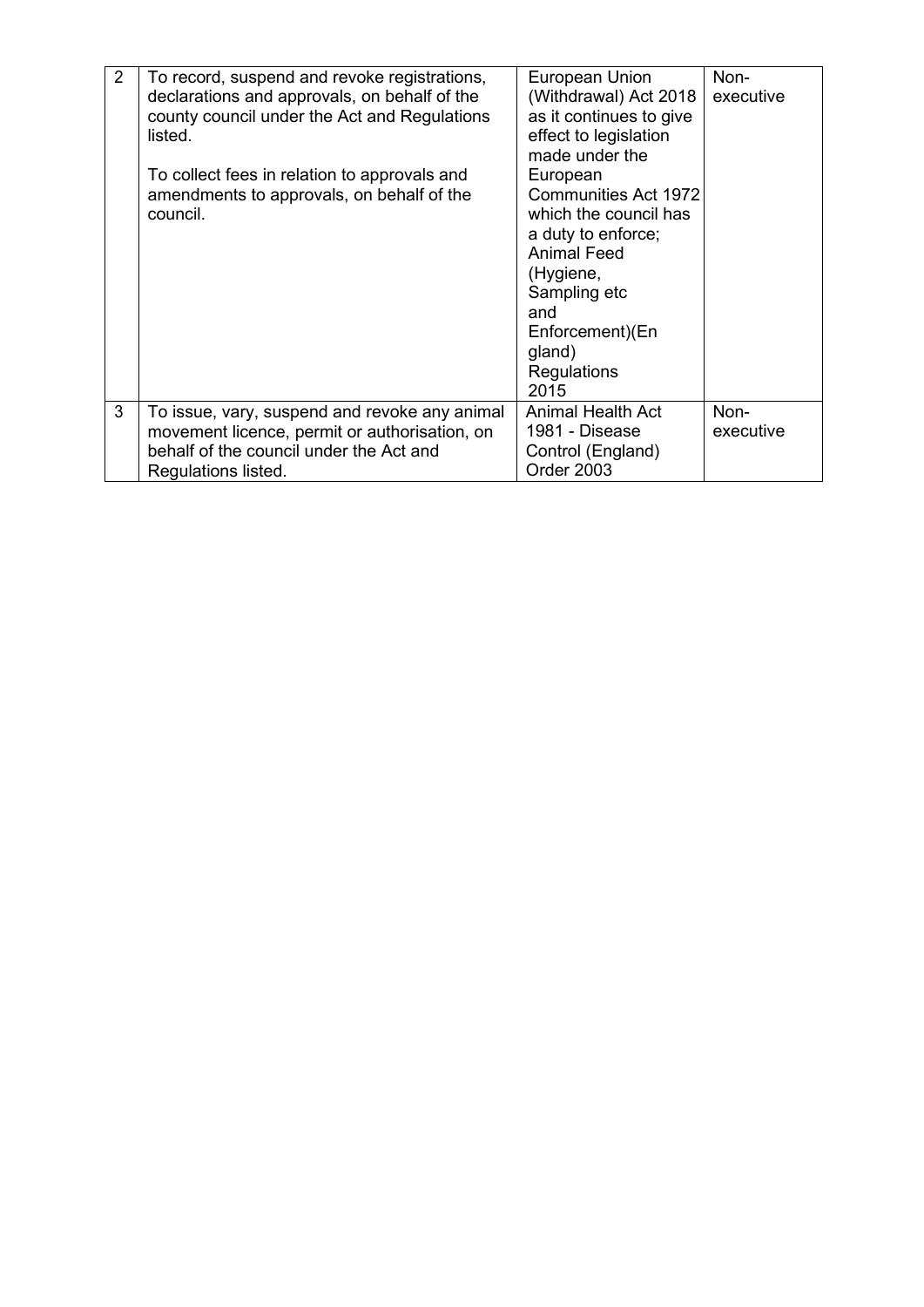| | | | |
|---|---|---|---|
| 2 | To record, suspend and revoke registrations, declarations and approvals, on behalf of the county council under the Act and Regulations listed.<br><br>To collect fees in relation to approvals and amendments to approvals, on behalf of the council. | European Union (Withdrawal) Act 2018 as it continues to give effect to legislation made under the European Communities Act 1972 which the council has a duty to enforce; Animal Feed (Hygiene, Sampling etc and Enforcement)(England) Regulations 2015 | Non-executive |
| 3 | To issue, vary, suspend and revoke any animal movement licence, permit or authorisation, on behalf of the council under the Act and Regulations listed. | Animal Health Act 1981 - Disease Control (England) Order 2003 | Non-executive |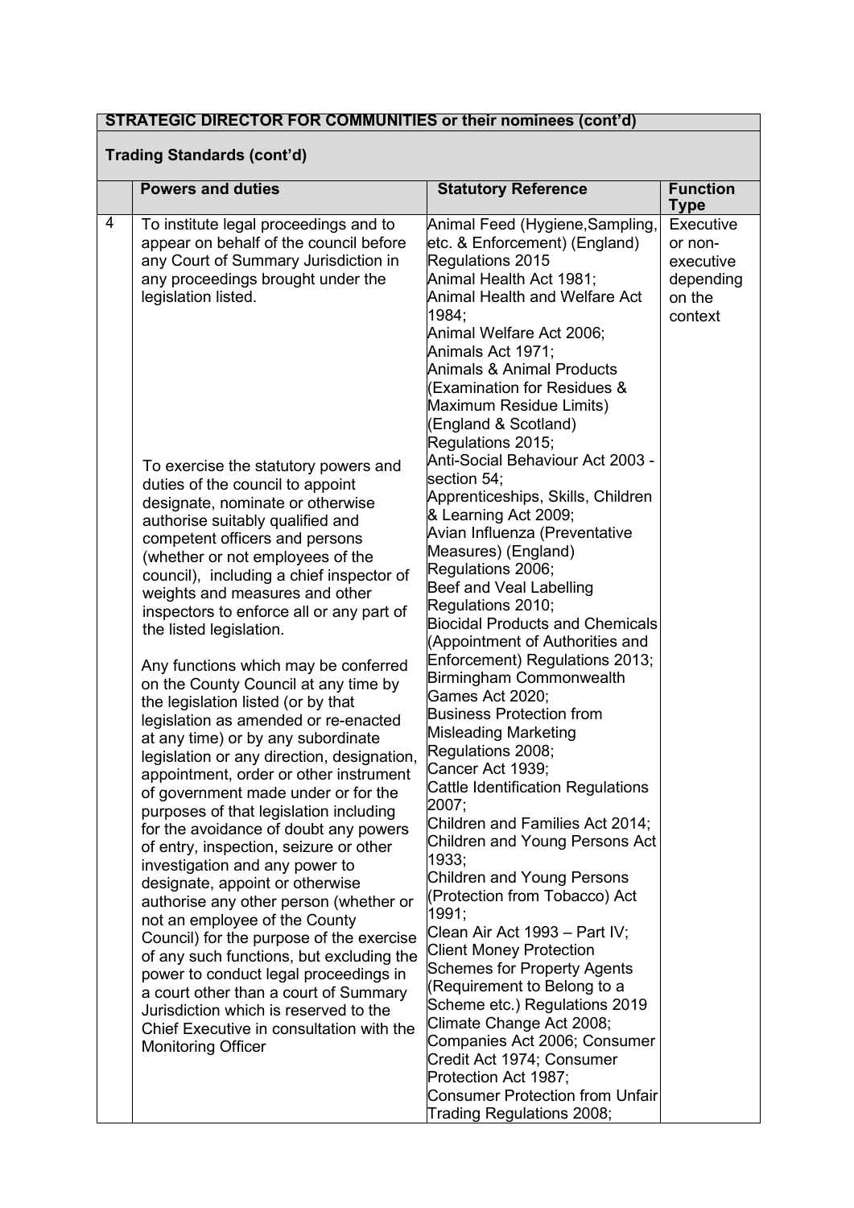**STRATEGIC DIRECTOR FOR COMMUNITIES or their nominees (cont'd)**

**Trading Standards (cont'd)**

| | Powers and duties | Statutory Reference | Function Type |
|---|---|---|---|
| 4 | To institute legal proceedings and to appear on behalf of the council before any Court of Summary Jurisdiction in any proceedings brought under the legislation listed.<br><br>To exercise the statutory powers and duties of the council to appoint designate, nominate or otherwise authorise suitably qualified and competent officers and persons (whether or not employees of the council), including a chief inspector of weights and measures and other inspectors to enforce all or any part of the listed legislation.<br><br>Any functions which may be conferred on the County Council at any time by the legislation listed (or by that legislation as amended or re-enacted at any time) or by any subordinate legislation or any direction, designation, appointment, order or other instrument of government made under or for the purposes of that legislation including for the avoidance of doubt any powers of entry, inspection, seizure or other investigation and any power to designate, appoint or otherwise authorise any other person (whether or not an employee of the County Council) for the purpose of the exercise of any such functions, but excluding the power to conduct legal proceedings in a court other than a court of Summary Jurisdiction which is reserved to the Chief Executive in consultation with the Monitoring Officer | Animal Feed (Hygiene,Sampling, etc. & Enforcement) (England) Regulations 2015<br>Animal Health Act 1981;<br>Animal Health and Welfare Act 1984;<br>Animal Welfare Act 2006;<br>Animals Act 1971;<br>Animals & Animal Products (Examination for Residues & Maximum Residue Limits) (England & Scotland) Regulations 2015;<br>Anti-Social Behaviour Act 2003 - section 54;<br>Apprenticeships, Skills, Children & Learning Act 2009;<br>Avian Influenza (Preventative Measures) (England) Regulations 2006;<br>Beef and Veal Labelling Regulations 2010;<br>Biocidal Products and Chemicals (Appointment of Authorities and Enforcement) Regulations 2013;<br>Birmingham Commonwealth Games Act 2020;<br>Business Protection from Misleading Marketing Regulations 2008;<br>Cancer Act 1939;<br>Cattle Identification Regulations 2007;<br>Children and Families Act 2014;<br>Children and Young Persons Act 1933;<br>Children and Young Persons (Protection from Tobacco) Act 1991;<br>Clean Air Act 1993 – Part IV;<br>Client Money Protection Schemes for Property Agents (Requirement to Belong to a Scheme etc.) Regulations 2019<br>Climate Change Act 2008;<br>Companies Act 2006; Consumer Credit Act 1974; Consumer Protection Act 1987;<br>Consumer Protection from Unfair Trading Regulations 2008; | Executive or non-executive depending on the context |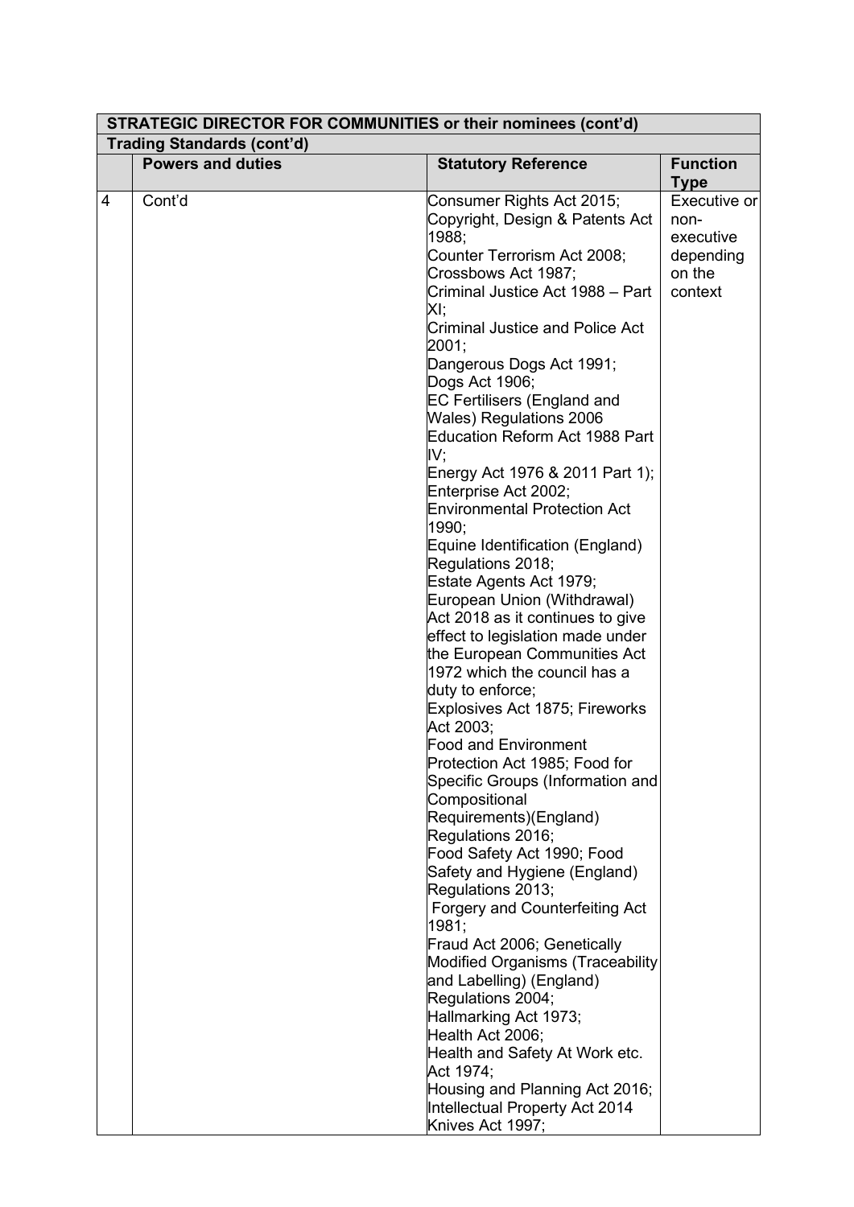| STRATEGIC DIRECTOR FOR COMMUNITIES or their nominees (cont'd) | | | |
|---|---|---|---|
| **Trading Standards (cont'd)** | | | |
| | **Powers and duties** | **Statutory Reference** | **Function Type** |
| 4 | Cont'd | Consumer Rights Act 2015; Copyright, Design & Patents Act 1988; Counter Terrorism Act 2008; Crossbows Act 1987; Criminal Justice Act 1988 – Part XI; Criminal Justice and Police Act 2001; Dangerous Dogs Act 1991; Dogs Act 1906; EC Fertilisers (England and Wales) Regulations 2006 Education Reform Act 1988 Part IV; Energy Act 1976 & 2011 Part 1); Enterprise Act 2002; Environmental Protection Act 1990; Equine Identification (England) Regulations 2018; Estate Agents Act 1979; European Union (Withdrawal) Act 2018 as it continues to give effect to legislation made under the European Communities Act 1972 which the council has a duty to enforce; Explosives Act 1875; Fireworks Act 2003; Food and Environment Protection Act 1985; Food for Specific Groups (Information and Compositional Requirements)(England) Regulations 2016; Food Safety Act 1990; Food Safety and Hygiene (England) Regulations 2013; Forgery and Counterfeiting Act 1981; Fraud Act 2006; Genetically Modified Organisms (Traceability and Labelling) (England) Regulations 2004; Hallmarking Act 1973; Health Act 2006; Health and Safety At Work etc. Act 1974; Housing and Planning Act 2016; Intellectual Property Act 2014 Knives Act 1997; | Executive or non-executive depending on the context |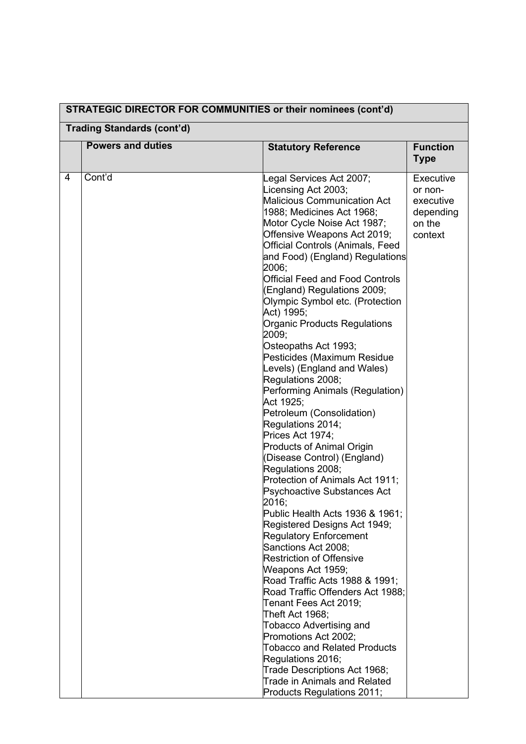| STRATEGIC DIRECTOR FOR COMMUNITIES or their nominees (cont'd) | | | |
|---|---|---|---|
| **Trading Standards (cont'd)** | | | |
| | **Powers and duties** | **Statutory Reference** | **Function Type** |
| 4 | Cont'd | Legal Services Act 2007; Licensing Act 2003; Malicious Communication Act 1988; Medicines Act 1968; Motor Cycle Noise Act 1987; Offensive Weapons Act 2019; Official Controls (Animals, Feed and Food) (England) Regulations 2006; Official Feed and Food Controls (England) Regulations 2009; Olympic Symbol etc. (Protection Act) 1995; Organic Products Regulations 2009; Osteopaths Act 1993; Pesticides (Maximum Residue Levels) (England and Wales) Regulations 2008; Performing Animals (Regulation) Act 1925; Petroleum (Consolidation) Regulations 2014; Prices Act 1974; Products of Animal Origin (Disease Control) (England) Regulations 2008; Protection of Animals Act 1911; Psychoactive Substances Act 2016; Public Health Acts 1936 & 1961; Registered Designs Act 1949; Regulatory Enforcement Sanctions Act 2008; Restriction of Offensive Weapons Act 1959; Road Traffic Acts 1988 & 1991; Road Traffic Offenders Act 1988; Tenant Fees Act 2019; Theft Act 1968; Tobacco Advertising and Promotions Act 2002; Tobacco and Related Products Regulations 2016; Trade Descriptions Act 1968; Trade in Animals and Related Products Regulations 2011; | Executive or non-executive depending on the context |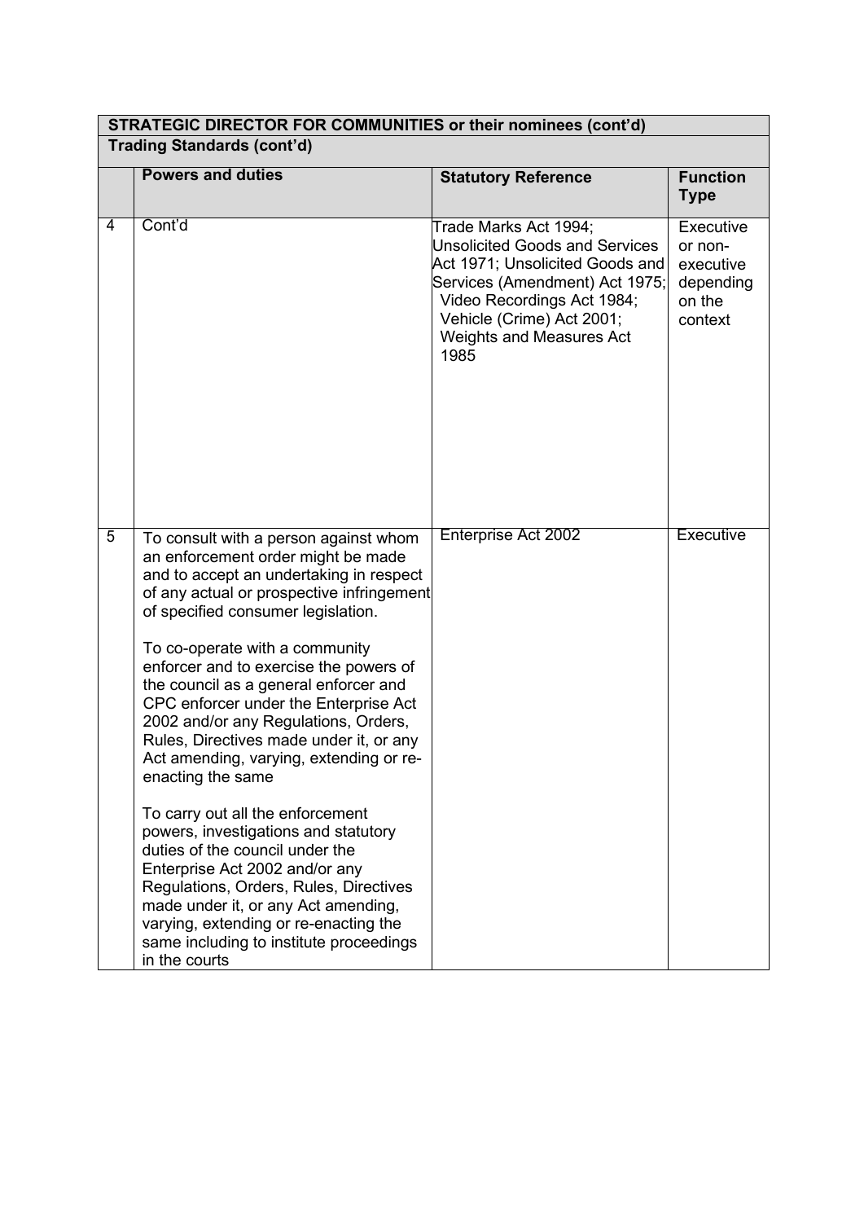| STRATEGIC DIRECTOR FOR COMMUNITIES or their nominees (cont'd) | | | |
|---|---|---|---|
| **Trading Standards (cont'd)** | | | |
| | **Powers and duties** | **Statutory Reference** | **Function Type** |
| 4 | Cont'd | Trade Marks Act 1994; Unsolicited Goods and Services Act 1971; Unsolicited Goods and Services (Amendment) Act 1975; Video Recordings Act 1984; Vehicle (Crime) Act 2001; Weights and Measures Act 1985 | Executive or non-executive depending on the context |
| 5 | To consult with a person against whom an enforcement order might be made and to accept an undertaking in respect of any actual or prospective infringement of specified consumer legislation.<br><br>To co-operate with a community enforcer and to exercise the powers of the council as a general enforcer and CPC enforcer under the Enterprise Act 2002 and/or any Regulations, Orders, Rules, Directives made under it, or any Act amending, varying, extending or re-enacting the same<br><br>To carry out all the enforcement powers, investigations and statutory duties of the council under the Enterprise Act 2002 and/or any Regulations, Orders, Rules, Directives made under it, or any Act amending, varying, extending or re-enacting the same including to institute proceedings in the courts | Enterprise Act 2002 | Executive |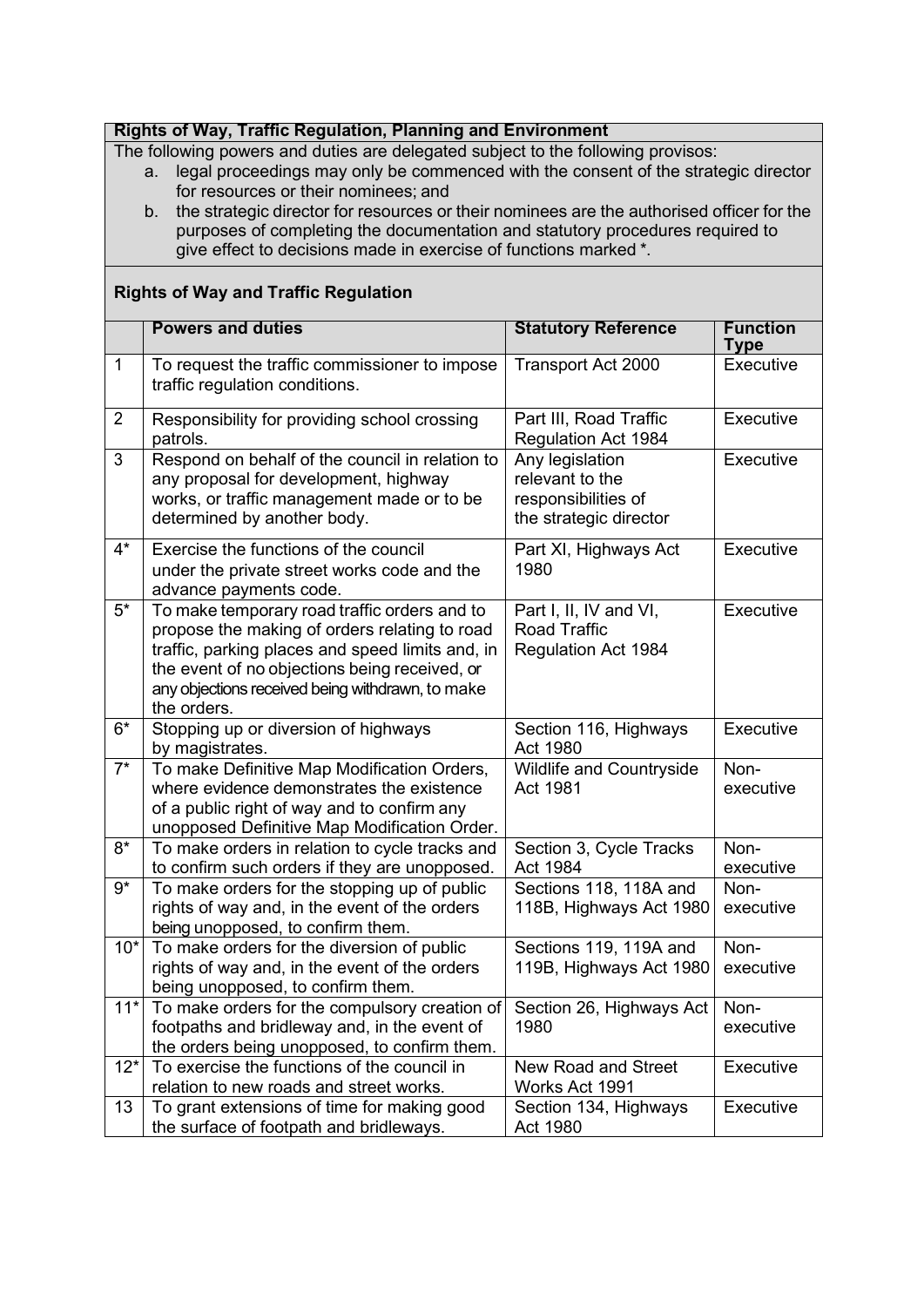**Rights of Way, Traffic Regulation, Planning and Environment**

The following powers and duties are delegated subject to the following provisos:

a. legal proceedings may only be commenced with the consent of the strategic director for resources or their nominees; and
b. the strategic director for resources or their nominees are the authorised officer for the purposes of completing the documentation and statutory procedures required to give effect to decisions made in exercise of functions marked *.

**Rights of Way and Traffic Regulation**

| | Powers and duties | Statutory Reference | Function Type |
|---|---|---|---|
| 1 | To request the traffic commissioner to impose traffic regulation conditions. | Transport Act 2000 | Executive |
| 2 | Responsibility for providing school crossing patrols. | Part III, Road Traffic Regulation Act 1984 | Executive |
| 3 | Respond on behalf of the council in relation to any proposal for development, highway works, or traffic management made or to be determined by another body. | Any legislation relevant to the responsibilities of the strategic director | Executive |
| 4* | Exercise the functions of the council under the private street works code and the advance payments code. | Part XI, Highways Act 1980 | Executive |
| 5* | To make temporary road traffic orders and to propose the making of orders relating to road traffic, parking places and speed limits and, in the event of no objections being received, or any objections received being withdrawn, to make the orders. | Part I, II, IV and VI, Road Traffic Regulation Act 1984 | Executive |
| 6* | Stopping up or diversion of highways by magistrates. | Section 116, Highways Act 1980 | Executive |
| 7* | To make Definitive Map Modification Orders, where evidence demonstrates the existence of a public right of way and to confirm any unopposed Definitive Map Modification Order. | Wildlife and Countryside Act 1981 | Non-executive |
| 8* | To make orders in relation to cycle tracks and to confirm such orders if they are unopposed. | Section 3, Cycle Tracks Act 1984 | Non-executive |
| 9* | To make orders for the stopping up of public rights of way and, in the event of the orders being unopposed, to confirm them. | Sections 118, 118A and 118B, Highways Act 1980 | Non-executive |
| 10* | To make orders for the diversion of public rights of way and, in the event of the orders being unopposed, to confirm them. | Sections 119, 119A and 119B, Highways Act 1980 | Non-executive |
| 11* | To make orders for the compulsory creation of footpaths and bridleway and, in the event of the orders being unopposed, to confirm them. | Section 26, Highways Act 1980 | Non-executive |
| 12* | To exercise the functions of the council in relation to new roads and street works. | New Road and Street Works Act 1991 | Executive |
| 13 | To grant extensions of time for making good the surface of footpath and bridleways. | Section 134, Highways Act 1980 | Executive |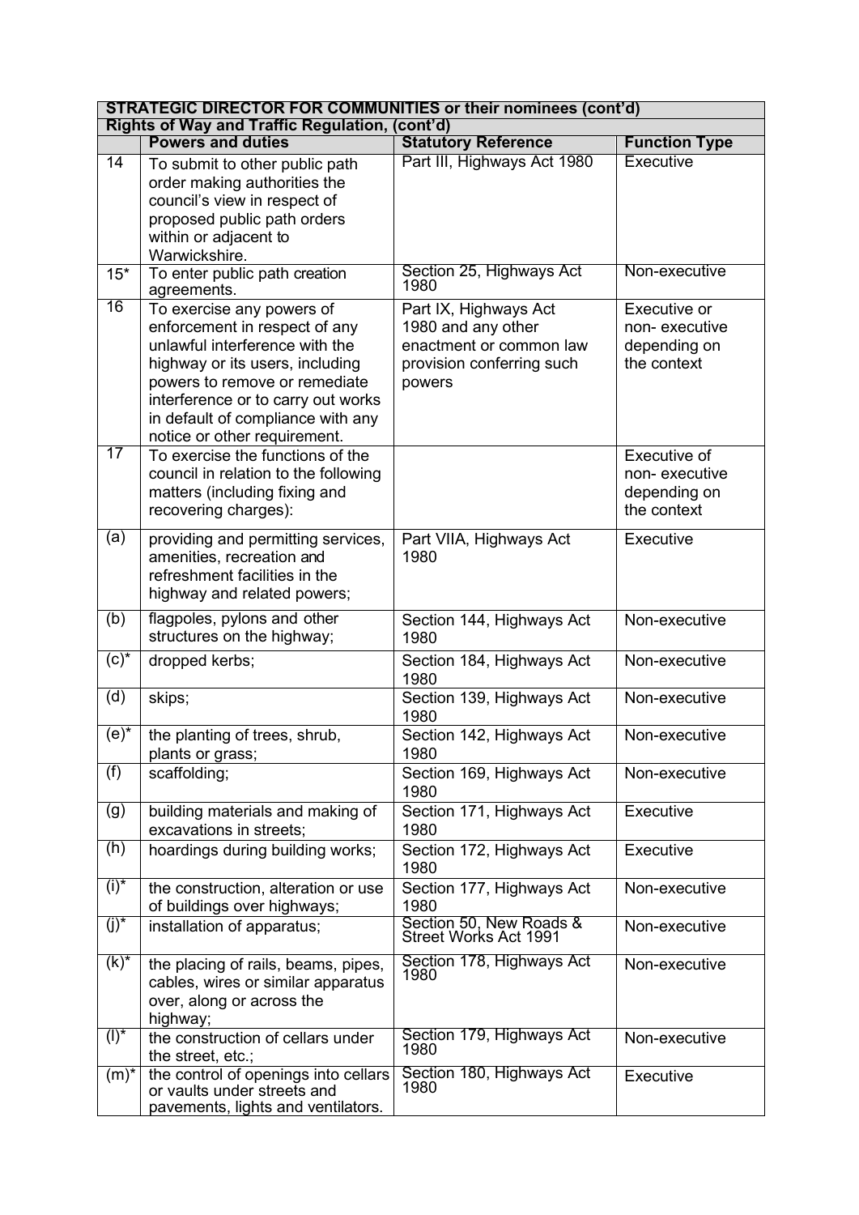| **STRATEGIC DIRECTOR FOR COMMUNITIES or their nominees (cont'd)** | | | |
|---|---|---|---|
| **Rights of Way and Traffic Regulation, (cont'd)** | | | |
| | **Powers and duties** | **Statutory Reference** | **Function Type** |
| 14 | To submit to other public path order making authorities the council's view in respect of proposed public path orders within or adjacent to Warwickshire. | Part III, Highways Act 1980 | Executive |
| 15* | To enter public path creation agreements. | Section 25, Highways Act 1980 | Non-executive |
| 16 | To exercise any powers of enforcement in respect of any unlawful interference with the highway or its users, including powers to remove or remediate interference or to carry out works in default of compliance with any notice or other requirement. | Part IX, Highways Act 1980 and any other enactment or common law provision conferring such powers | Executive or non- executive depending on the context |
| 17 | To exercise the functions of the council in relation to the following matters (including fixing and recovering charges): | | Executive of non- executive depending on the context |
| (a) | providing and permitting services, amenities, recreation and refreshment facilities in the highway and related powers; | Part VIIA, Highways Act 1980 | Executive |
| (b) | flagpoles, pylons and other structures on the highway; | Section 144, Highways Act 1980 | Non-executive |
| (c)* | dropped kerbs; | Section 184, Highways Act 1980 | Non-executive |
| (d) | skips; | Section 139, Highways Act 1980 | Non-executive |
| (e)* | the planting of trees, shrub, plants or grass; | Section 142, Highways Act 1980 | Non-executive |
| (f) | scaffolding; | Section 169, Highways Act 1980 | Non-executive |
| (g) | building materials and making of excavations in streets; | Section 171, Highways Act 1980 | Executive |
| (h) | hoardings during building works; | Section 172, Highways Act 1980 | Executive |
| (i)* | the construction, alteration or use of buildings over highways; | Section 177, Highways Act 1980 | Non-executive |
| (j)* | installation of apparatus; | Section 50, New Roads & Street Works Act 1991 | Non-executive |
| (k)* | the placing of rails, beams, pipes, cables, wires or similar apparatus over, along or across the highway; | Section 178, Highways Act 1980 | Non-executive |
| (l)* | the construction of cellars under the street, etc.; | Section 179, Highways Act 1980 | Non-executive |
| (m)* | the control of openings into cellars or vaults under streets and pavements, lights and ventilators. | Section 180, Highways Act 1980 | Executive |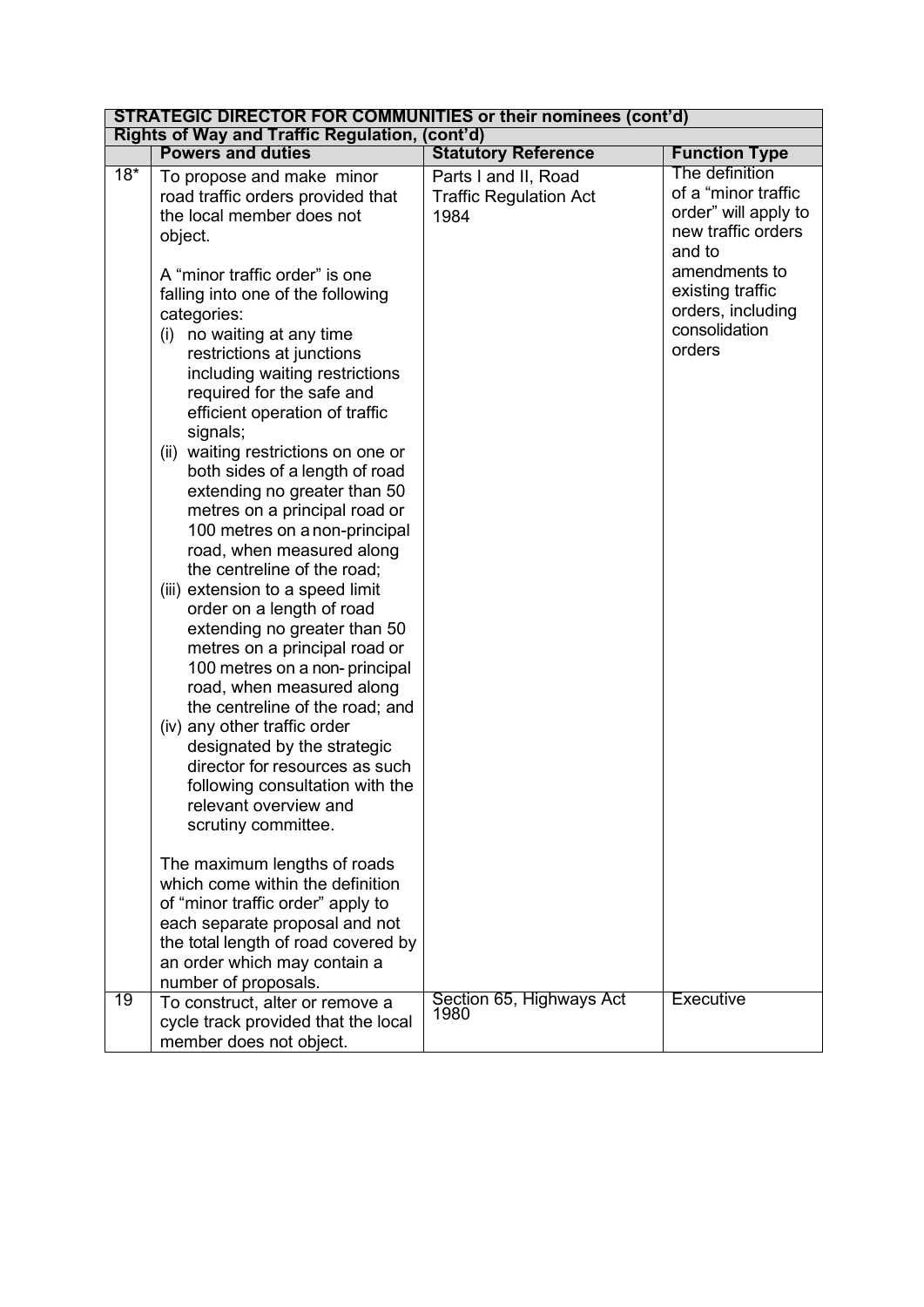| STRATEGIC DIRECTOR FOR COMMUNITIES or their nominees (cont'd) | | | |
|---|---|---|---|
| **Rights of Way and Traffic Regulation, (cont'd)** | | | |
| | **Powers and duties** | **Statutory Reference** | **Function Type** |
| 18* | To propose and make minor road traffic orders provided that the local member does not object.<br><br>A "minor traffic order" is one falling into one of the following categories:<br>(i) no waiting at any time restrictions at junctions including waiting restrictions required for the safe and efficient operation of traffic signals;<br>(ii) waiting restrictions on one or both sides of a length of road extending no greater than 50 metres on a principal road or 100 metres on a non-principal road, when measured along the centreline of the road;<br>(iii) extension to a speed limit order on a length of road extending no greater than 50 metres on a principal road or 100 metres on a non- principal road, when measured along the centreline of the road; and<br>(iv) any other traffic order designated by the strategic director for resources as such following consultation with the relevant overview and scrutiny committee.<br><br>The maximum lengths of roads which come within the definition of "minor traffic order" apply to each separate proposal and not the total length of road covered by an order which may contain a number of proposals. | Parts I and II, Road Traffic Regulation Act 1984 | The definition of a "minor traffic order" will apply to new traffic orders and to amendments to existing traffic orders, including consolidation orders |
| 19 | To construct, alter or remove a cycle track provided that the local member does not object. | Section 65, Highways Act 1980 | Executive |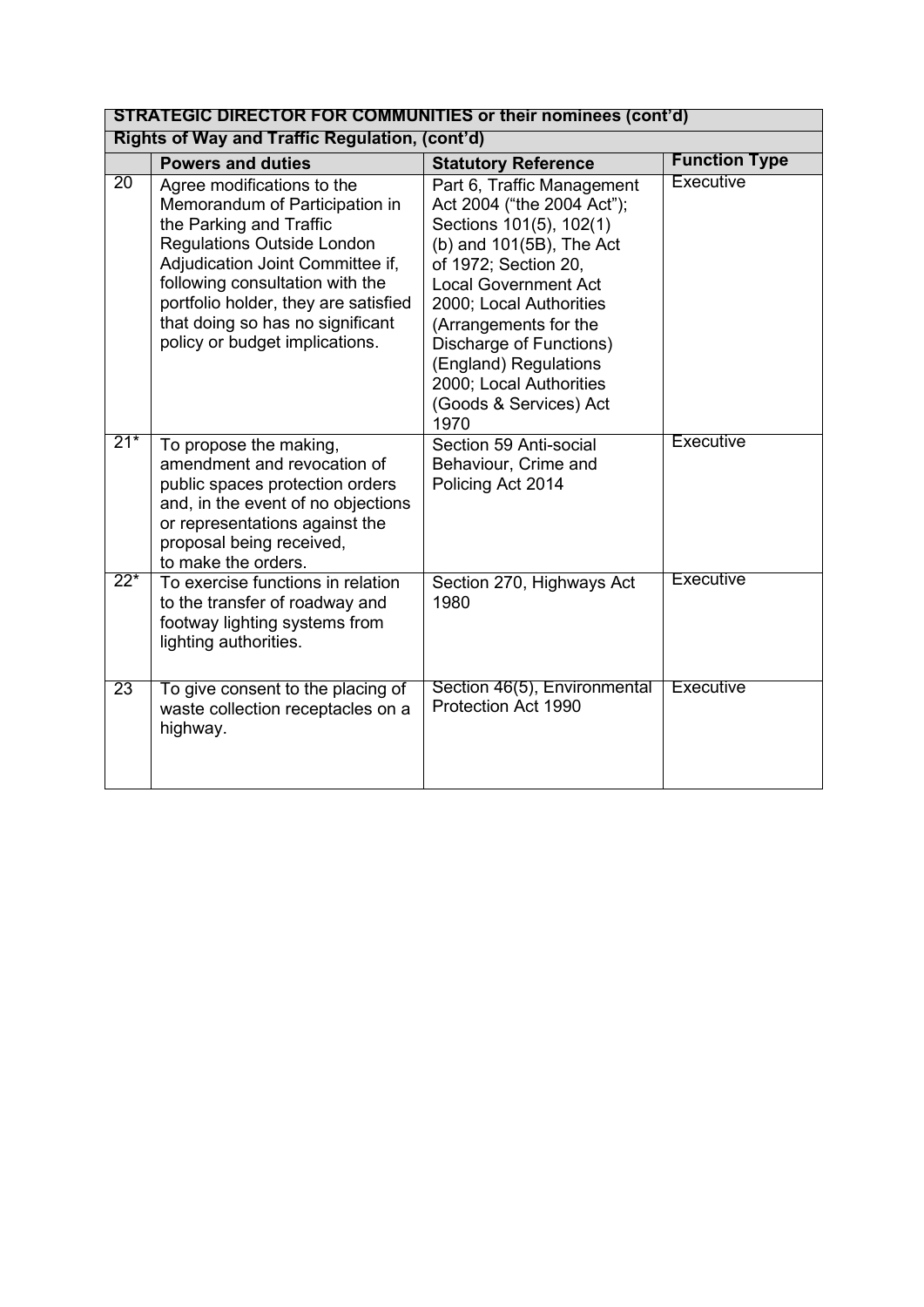| STRATEGIC DIRECTOR FOR COMMUNITIES or their nominees (cont'd) | | | |
|---|---|---|---|
| **Rights of Way and Traffic Regulation, (cont'd)** | | | |
| | **Powers and duties** | **Statutory Reference** | **Function Type** |
| 20 | Agree modifications to the Memorandum of Participation in the Parking and Traffic Regulations Outside London Adjudication Joint Committee if, following consultation with the portfolio holder, they are satisfied that doing so has no significant policy or budget implications. | Part 6, Traffic Management Act 2004 ("the 2004 Act"); Sections 101(5), 102(1)(b) and 101(5B), The Act of 1972; Section 20, Local Government Act 2000; Local Authorities (Arrangements for the Discharge of Functions) (England) Regulations 2000; Local Authorities (Goods & Services) Act 1970 | Executive |
| 21* | To propose the making, amendment and revocation of public spaces protection orders and, in the event of no objections or representations against the proposal being received, to make the orders. | Section 59 Anti-social Behaviour, Crime and Policing Act 2014 | Executive |
| 22* | To exercise functions in relation to the transfer of roadway and footway lighting systems from lighting authorities. | Section 270, Highways Act 1980 | Executive |
| 23 | To give consent to the placing of waste collection receptacles on a highway. | Section 46(5), Environmental Protection Act 1990 | Executive |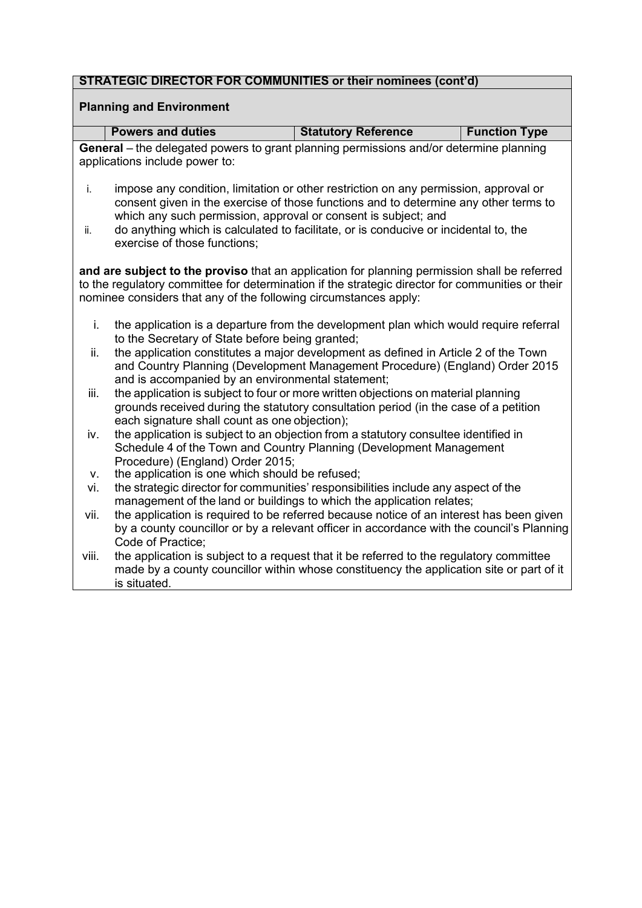| STRATEGIC DIRECTOR FOR COMMUNITIES or their nominees (cont'd) | | | |
|---|---|---|---|
| **Planning and Environment** | | | |
| | **Powers and duties** | **Statutory Reference** | **Function Type** |

**General** – the delegated powers to grant planning permissions and/or determine planning applications include power to:

i. impose any condition, limitation or other restriction on any permission, approval or consent given in the exercise of those functions and to determine any other terms to which any such permission, approval or consent is subject; and
ii. do anything which is calculated to facilitate, or is conducive or incidental to, the exercise of those functions;

**and are subject to the proviso** that an application for planning permission shall be referred to the regulatory committee for determination if the strategic director for communities or their nominee considers that any of the following circumstances apply:

i. the application is a departure from the development plan which would require referral to the Secretary of State before being granted;
ii. the application constitutes a major development as defined in Article 2 of the Town and Country Planning (Development Management Procedure) (England) Order 2015 and is accompanied by an environmental statement;
iii. the application is subject to four or more written objections on material planning grounds received during the statutory consultation period (in the case of a petition each signature shall count as one objection);
iv. the application is subject to an objection from a statutory consultee identified in Schedule 4 of the Town and Country Planning (Development Management Procedure) (England) Order 2015;
v. the application is one which should be refused;
vi. the strategic director for communities' responsibilities include any aspect of the management of the land or buildings to which the application relates;
vii. the application is required to be referred because notice of an interest has been given by a county councillor or by a relevant officer in accordance with the council's Planning Code of Practice;
viii. the application is subject to a request that it be referred to the regulatory committee made by a county councillor within whose constituency the application site or part of it is situated.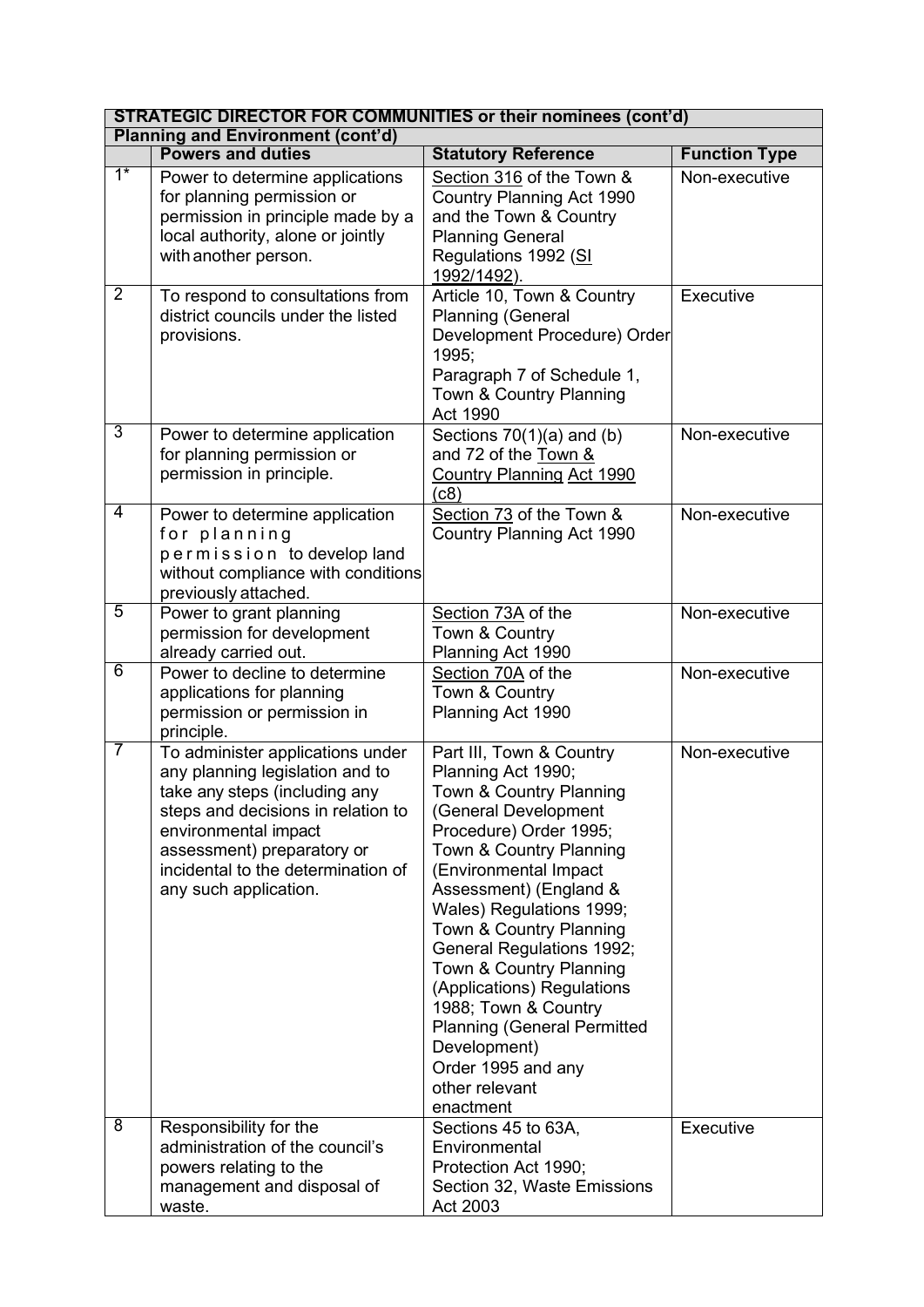| STRATEGIC DIRECTOR FOR COMMUNITIES or their nominees (cont'd) | | | |
|---|---|---|---|
| **Planning and Environment (cont'd)** | | | |
| | **Powers and duties** | **Statutory Reference** | **Function Type** |
| 1* | Power to determine applications for planning permission or permission in principle made by a local authority, alone or jointly with another person. | Section 316 of the Town & Country Planning Act 1990 and the Town & Country Planning General Regulations 1992 (SI 1992/1492). | Non-executive |
| 2 | To respond to consultations from district councils under the listed provisions. | Article 10, Town & Country Planning (General Development Procedure) Order 1995; Paragraph 7 of Schedule 1, Town & Country Planning Act 1990 | Executive |
| 3 | Power to determine application for planning permission or permission in principle. | Sections 70(1)(a) and (b) and 72 of the Town & Country Planning Act 1990 (c8) | Non-executive |
| 4 | Power to determine application for planning permission to develop land without compliance with conditions previously attached. | Section 73 of the Town & Country Planning Act 1990 | Non-executive |
| 5 | Power to grant planning permission for development already carried out. | Section 73A of the Town & Country Planning Act 1990 | Non-executive |
| 6 | Power to decline to determine applications for planning permission or permission in principle. | Section 70A of the Town & Country Planning Act 1990 | Non-executive |
| 7 | To administer applications under any planning legislation and to take any steps (including any steps and decisions in relation to environmental impact assessment) preparatory or incidental to the determination of any such application. | Part III, Town & Country Planning Act 1990; Town & Country Planning (General Development Procedure) Order 1995; Town & Country Planning (Environmental Impact Assessment) (England & Wales) Regulations 1999; Town & Country Planning General Regulations 1992; Town & Country Planning (Applications) Regulations 1988; Town & Country Planning (General Permitted Development) Order 1995 and any other relevant enactment | Non-executive |
| 8 | Responsibility for the administration of the council's powers relating to the management and disposal of waste. | Sections 45 to 63A, Environmental Protection Act 1990; Section 32, Waste Emissions Act 2003 | Executive |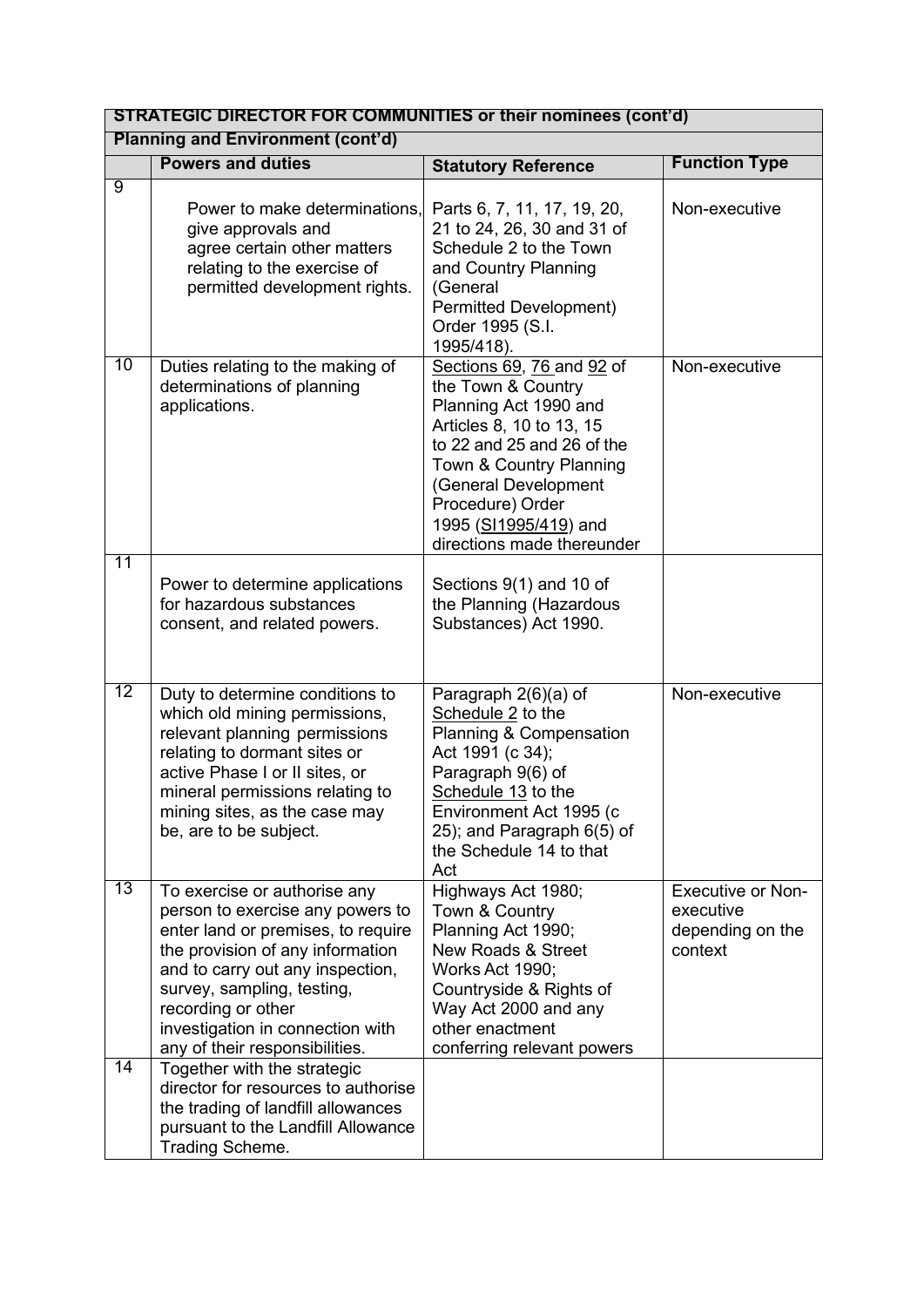| STRATEGIC DIRECTOR FOR COMMUNITIES or their nominees (cont'd) | | | |
|---|---|---|---|
| **Planning and Environment (cont'd)** | | | |
| | **Powers and duties** | **Statutory Reference** | **Function Type** |
| 9 | Power to make determinations, give approvals and agree certain other matters relating to the exercise of permitted development rights. | Parts 6, 7, 11, 17, 19, 20, 21 to 24, 26, 30 and 31 of Schedule 2 to the Town and Country Planning (General Permitted Development) Order 1995 (S.I. 1995/418). | Non-executive |
| 10 | Duties relating to the making of determinations of planning applications. | Sections 69, 76 and 92 of the Town & Country Planning Act 1990 and Articles 8, 10 to 13, 15 to 22 and 25 and 26 of the Town & Country Planning (General Development Procedure) Order 1995 (SI1995/419) and directions made thereunder | Non-executive |
| 11 | Power to determine applications for hazardous substances consent, and related powers. | Sections 9(1) and 10 of the Planning (Hazardous Substances) Act 1990. | |
| 12 | Duty to determine conditions to which old mining permissions, relevant planning permissions relating to dormant sites or active Phase I or II sites, or mineral permissions relating to mining sites, as the case may be, are to be subject. | Paragraph 2(6)(a) of Schedule 2 to the Planning & Compensation Act 1991 (c 34); Paragraph 9(6) of Schedule 13 to the Environment Act 1995 (c 25); and Paragraph 6(5) of the Schedule 14 to that Act | Non-executive |
| 13 | To exercise or authorise any person to exercise any powers to enter land or premises, to require the provision of any information and to carry out any inspection, survey, sampling, testing, recording or other investigation in connection with any of their responsibilities. | Highways Act 1980; Town & Country Planning Act 1990; New Roads & Street Works Act 1990; Countryside & Rights of Way Act 2000 and any other enactment conferring relevant powers | Executive or Non-executive depending on the context |
| 14 | Together with the strategic director for resources to authorise the trading of landfill allowances pursuant to the Landfill Allowance Trading Scheme. | | |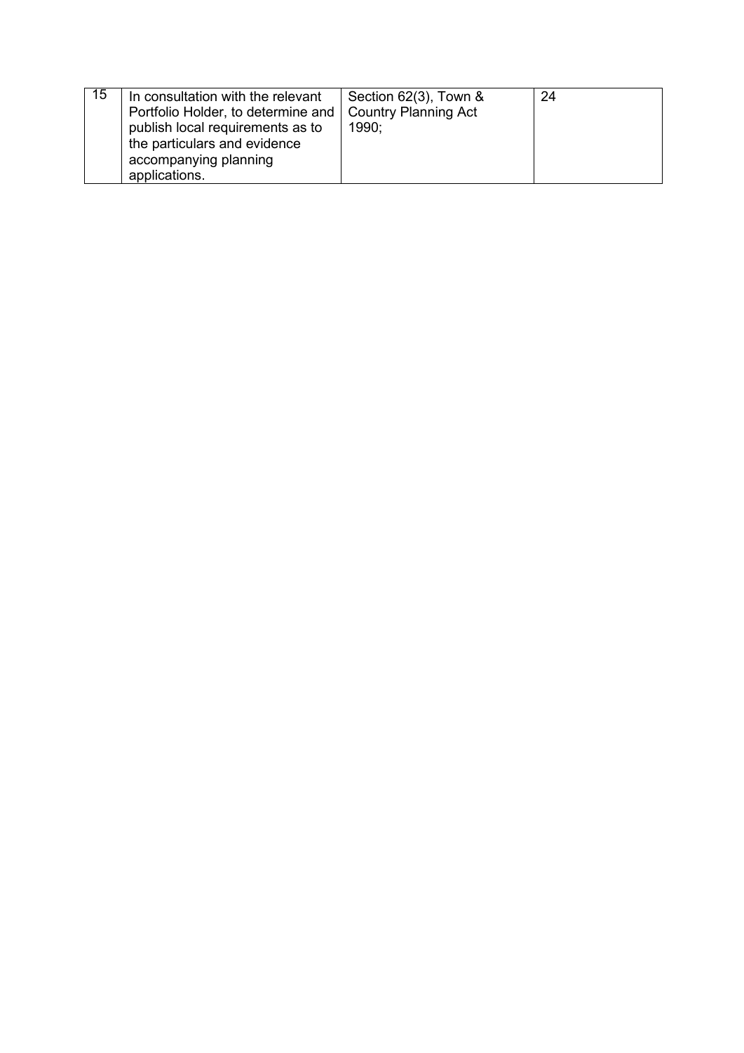| 15 | In consultation with the relevant Portfolio Holder, to determine and publish local requirements as to the particulars and evidence accompanying planning applications. | Section 62(3), Town & Country Planning Act 1990; | 24 |
|---|---|---|---|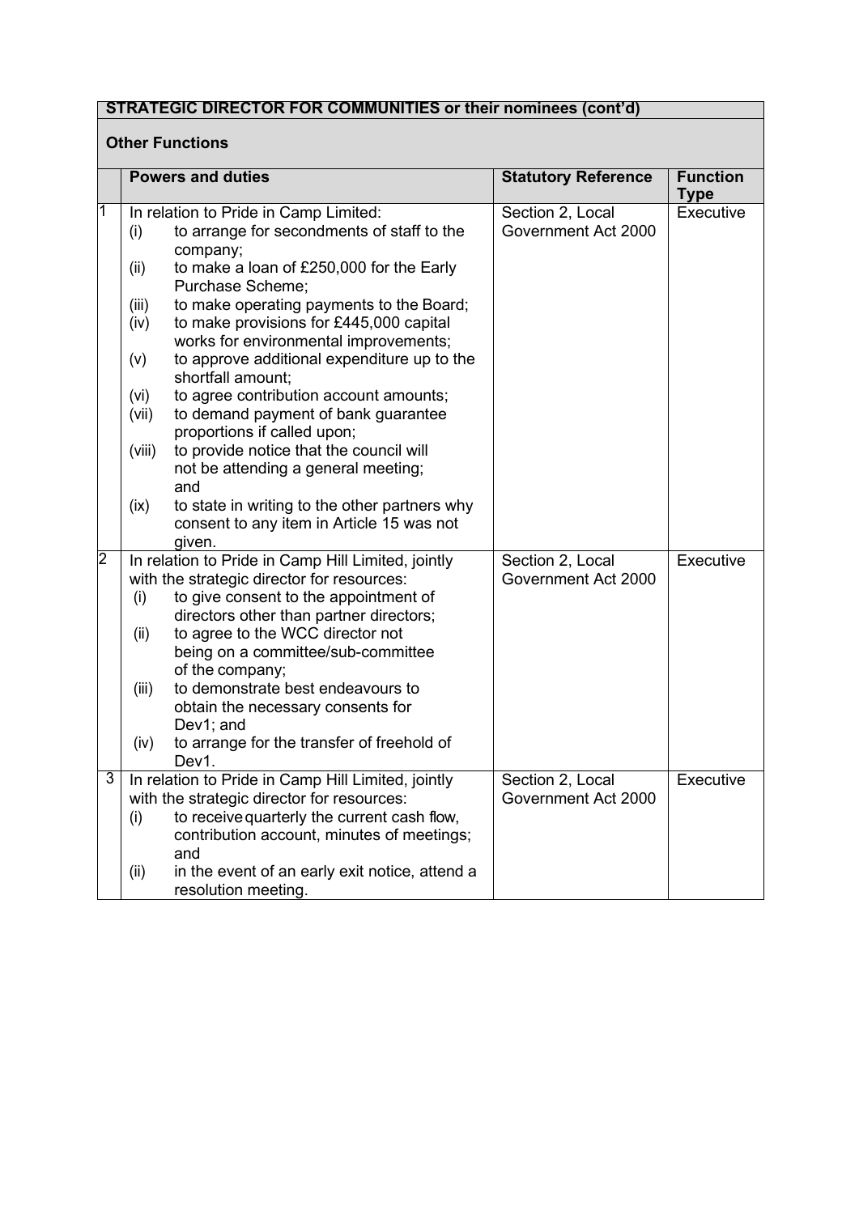| STRATEGIC DIRECTOR FOR COMMUNITIES or their nominees (cont'd) | | | |
|---|---|---|---|
| **Other Functions** | | | |
| | **Powers and duties** | **Statutory Reference** | **Function Type** |
| 1 | In relation to Pride in Camp Limited:<br>(i) to arrange for secondments of staff to the company;<br>(ii) to make a loan of £250,000 for the Early Purchase Scheme;<br>(iii) to make operating payments to the Board;<br>(iv) to make provisions for £445,000 capital works for environmental improvements;<br>(v) to approve additional expenditure up to the shortfall amount;<br>(vi) to agree contribution account amounts;<br>(vii) to demand payment of bank guarantee proportions if called upon;<br>(viii) to provide notice that the council will not be attending a general meeting; and<br>(ix) to state in writing to the other partners why consent to any item in Article 15 was not given. | Section 2, Local Government Act 2000 | Executive |
| 2 | In relation to Pride in Camp Hill Limited, jointly with the strategic director for resources:<br>(i) to give consent to the appointment of directors other than partner directors;<br>(ii) to agree to the WCC director not being on a committee/sub-committee of the company;<br>(iii) to demonstrate best endeavours to obtain the necessary consents for Dev1; and<br>(iv) to arrange for the transfer of freehold of Dev1. | Section 2, Local Government Act 2000 | Executive |
| 3 | In relation to Pride in Camp Hill Limited, jointly with the strategic director for resources:<br>(i) to receive quarterly the current cash flow, contribution account, minutes of meetings; and<br>(ii) in the event of an early exit notice, attend a resolution meeting. | Section 2, Local Government Act 2000 | Executive |